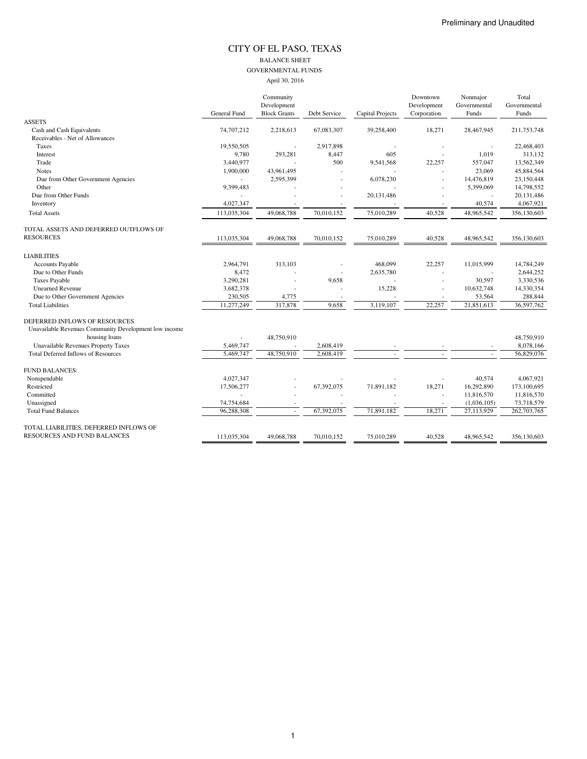Preliminary and Unaudited

# CITY OF EL PASO, TEXAS

## BALANCE SHEET
## GOVERNMENTAL FUNDS
April 30, 2016

| | General Fund | Community Development Block Grants | Debt Service | Capital Projects | Downtown Development Corporation | Nonmajor Governmental Funds | Total Governmental Funds |
|---|---|---|---|---|---|---|---|
| ASSETS | | | | | | | |
| Cash and Cash Equivalents | 74,707,212 | 2,218,613 | 67,083,307 | 39,258,400 | 18,271 | 28,467,945 | 211,753,748 |
| Receivables - Net of Allowances | | | | | | | |
| Taxes | 19,550,505 | - | 2,917,898 | - | - | - | 22,468,403 |
| Interest | 9,780 | 293,281 | 8,447 | 605 | - | 1,019 | 313,132 |
| Trade | 3,440,977 | - | 500 | 9,541,568 | 22,257 | 557,047 | 13,562,349 |
| Notes | 1,900,000 | 43,961,495 | - | - | - | 23,069 | 45,884,564 |
| Due from Other Government Agencies | - | 2,595,399 | - | 6,078,230 | - | 14,476,819 | 23,150,448 |
| Other | 9,399,483 | - | - | - | - | 5,399,069 | 14,798,552 |
| Due from Other Funds | - | - | - | 20,131,486 | - | - | 20,131,486 |
| Inventory | 4,027,347 | - | - | - | - | 40,574 | 4,067,921 |
| Total Assets | 113,035,304 | 49,068,788 | 70,010,152 | 75,010,289 | 40,528 | 48,965,542 | 356,130,603 |
| TOTAL ASSETS AND DEFERRED OUTFLOWS OF RESOURCES | 113,035,304 | 49,068,788 | 70,010,152 | 75,010,289 | 40,528 | 48,965,542 | 356,130,603 |
| LIABILITIES | | | | | | | |
| Accounts Payable | 2,964,791 | 313,103 | - | 468,099 | 22,257 | 11,015,999 | 14,784,249 |
| Due to Other Funds | 8,472 | - | - | 2,635,780 | - | - | 2,644,252 |
| Taxes Payable | 3,290,281 | - | 9,658 | - | - | 30,597 | 3,330,536 |
| Unearned Revenue | 3,682,378 | - | - | 15,228 | - | 10,632,748 | 14,330,354 |
| Due to Other Government Agencies | 230,505 | 4,775 | - | - | - | 53,564 | 288,844 |
| Total Liabilities | 11,277,249 | 317,878 | 9,658 | 3,119,107 | 22,257 | 21,851,613 | 36,597,762 |
| DEFERRED INFLOWS OF RESOURCES | | | | | | | |
| Unavailable Revenues Community Development low income housing loans | - | 48,750,910 | | | | | 48,750,910 |
| Unavailable Revenues Property Taxes | 5,469,747 | - | 2,608,419 | - | - | - | 8,078,166 |
| Total Deferred Inflows of Resources | 5,469,747 | 48,750,910 | 2,608,419 | - | - | - | 56,829,076 |
| FUND BALANCES: | | | | | | | |
| Nonspendable | 4,027,347 | - | - | - | - | 40,574 | 4,067,921 |
| Restricted | 17,506,277 | - | 67,392,075 | 71,891,182 | 18,271 | 16,292,890 | 173,100,695 |
| Committed | - | - | - | - | - | 11,816,570 | 11,816,570 |
| Unassigned | 74,754,684 | - | - | - | - | (1,036,105) | 73,718,579 |
| Total Fund Balances | 96,288,308 | - | 67,392,075 | 71,891,182 | 18,271 | 27,113,929 | 262,703,765 |
| TOTAL LIABILITIES, DEFERRED INFLOWS OF RESOURCES AND FUND BALANCES | 113,035,304 | 49,068,788 | 70,010,152 | 75,010,289 | 40,528 | 48,965,542 | 356,130,603 |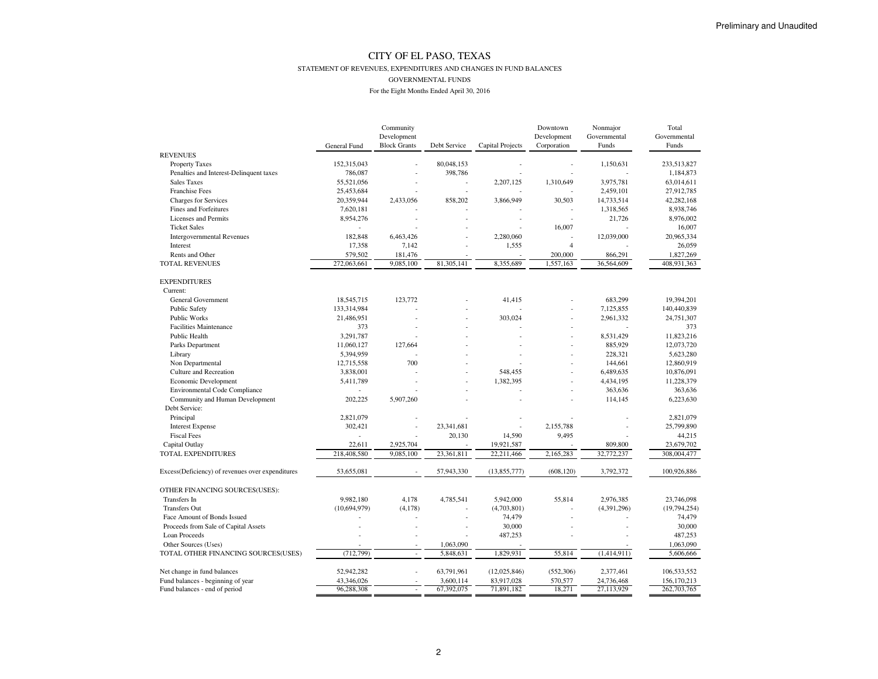Preliminary and Unaudited

# CITY OF EL PASO, TEXAS

## STATEMENT OF REVENUES, EXPENDITURES AND CHANGES IN FUND BALANCES

### GOVERNMENTAL FUNDS

For the Eight Months Ended April 30, 2016

| | General Fund | Community Development Block Grants | Debt Service | Capital Projects | Downtown Development Corporation | Nonmajor Governmental Funds | Total Governmental Funds |
|---|---|---|---|---|---|---|---|
| REVENUES | | | | | | | |
| Property Taxes | 152,315,043 | - | 80,048,153 | - | - | 1,150,631 | 233,513,827 |
| Penalties and Interest-Delinquent taxes | 786,087 | - | 398,786 | - | - | - | 1,184,873 |
| Sales Taxes | 55,521,056 | - | - | 2,207,125 | 1,310,649 | 3,975,781 | 63,014,611 |
| Franchise Fees | 25,453,684 | - | - | - | - | 2,459,101 | 27,912,785 |
| Charges for Services | 20,359,944 | 2,433,056 | 858,202 | 3,866,949 | 30,503 | 14,733,514 | 42,282,168 |
| Fines and Forfeitures | 7,620,181 | - | - | - | - | 1,318,565 | 8,938,746 |
| Licenses and Permits | 8,954,276 | - | - | - | - | 21,726 | 8,976,002 |
| Ticket Sales | - | - | - | - | 16,007 | - | 16,007 |
| Intergovernmental Revenues | 182,848 | 6,463,426 | - | 2,280,060 | - | 12,039,000 | 20,965,334 |
| Interest | 17,358 | 7,142 | - | 1,555 | 4 | - | 26,059 |
| Rents and Other | 579,502 | 181,476 | - | - | 200,000 | 866,291 | 1,827,269 |
| TOTAL REVENUES | 272,063,661 | 9,085,100 | 81,305,141 | 8,355,689 | 1,557,163 | 36,564,609 | 408,931,363 |
| EXPENDITURES | | | | | | | |
| Current: | | | | | | | |
| General Government | 18,545,715 | 123,772 | - | 41,415 | - | 683,299 | 19,394,201 |
| Public Safety | 133,314,984 | - | - | - | - | 7,125,855 | 140,440,839 |
| Public Works | 21,486,951 | - | - | 303,024 | - | 2,961,332 | 24,751,307 |
| Facilities Maintenance | 373 | - | - | - | - | - | 373 |
| Public Health | 3,291,787 | - | - | - | - | 8,531,429 | 11,823,216 |
| Parks Department | 11,060,127 | 127,664 | - | - | - | 885,929 | 12,073,720 |
| Library | 5,394,959 | - | - | - | - | 228,321 | 5,623,280 |
| Non Departmental | 12,715,558 | 700 | - | - | - | 144,661 | 12,860,919 |
| Culture and Recreation | 3,838,001 | - | - | 548,455 | - | 6,489,635 | 10,876,091 |
| Economic Development | 5,411,789 | - | - | 1,382,395 | - | 4,434,195 | 11,228,379 |
| Environmental Code Compliance | - | - | - | - | - | 363,636 | 363,636 |
| Community and Human Development | 202,225 | 5,907,260 | - | - | - | 114,145 | 6,223,630 |
| Debt Service: | | | | | | | |
| Principal | 2,821,079 | - | - | - | - | - | 2,821,079 |
| Interest Expense | 302,421 | - | 23,341,681 | - | 2,155,788 | - | 25,799,890 |
| Fiscal Fees | - | - | 20,130 | 14,590 | 9,495 | - | 44,215 |
| Capital Outlay | 22,611 | 2,925,704 | - | 19,921,587 | - | 809,800 | 23,679,702 |
| TOTAL EXPENDITURES | 218,408,580 | 9,085,100 | 23,361,811 | 22,211,466 | 2,165,283 | 32,772,237 | 308,004,477 |
| Excess(Deficiency) of revenues over expenditures | 53,655,081 | - | 57,943,330 | (13,855,777) | (608,120) | 3,792,372 | 100,926,886 |
| OTHER FINANCING SOURCES(USES): | | | | | | | |
| Transfers In | 9,982,180 | 4,178 | 4,785,541 | 5,942,000 | 55,814 | 2,976,385 | 23,746,098 |
| Transfers Out | (10,694,979) | (4,178) | - | (4,703,801) | - | (4,391,296) | (19,794,254) |
| Face Amount of Bonds Issued | - | - | - | 74,479 | - | - | 74,479 |
| Proceeds from Sale of Capital Assets | - | - | - | 30,000 | - | - | 30,000 |
| Loan Proceeds | - | - | - | 487,253 | - | - | 487,253 |
| Other Sources (Uses) | - | - | 1,063,090 | - | - | - | 1,063,090 |
| TOTAL OTHER FINANCING SOURCES(USES) | (712,799) | - | 5,848,631 | 1,829,931 | 55,814 | (1,414,911) | 5,606,666 |
| Net change in fund balances | 52,942,282 | - | 63,791,961 | (12,025,846) | (552,306) | 2,377,461 | 106,533,552 |
| Fund balances - beginning of year | 43,346,026 | - | 3,600,114 | 83,917,028 | 570,577 | 24,736,468 | 156,170,213 |
| Fund balances - end of period | 96,288,308 | - | 67,392,075 | 71,891,182 | 18,271 | 27,113,929 | 262,703,765 |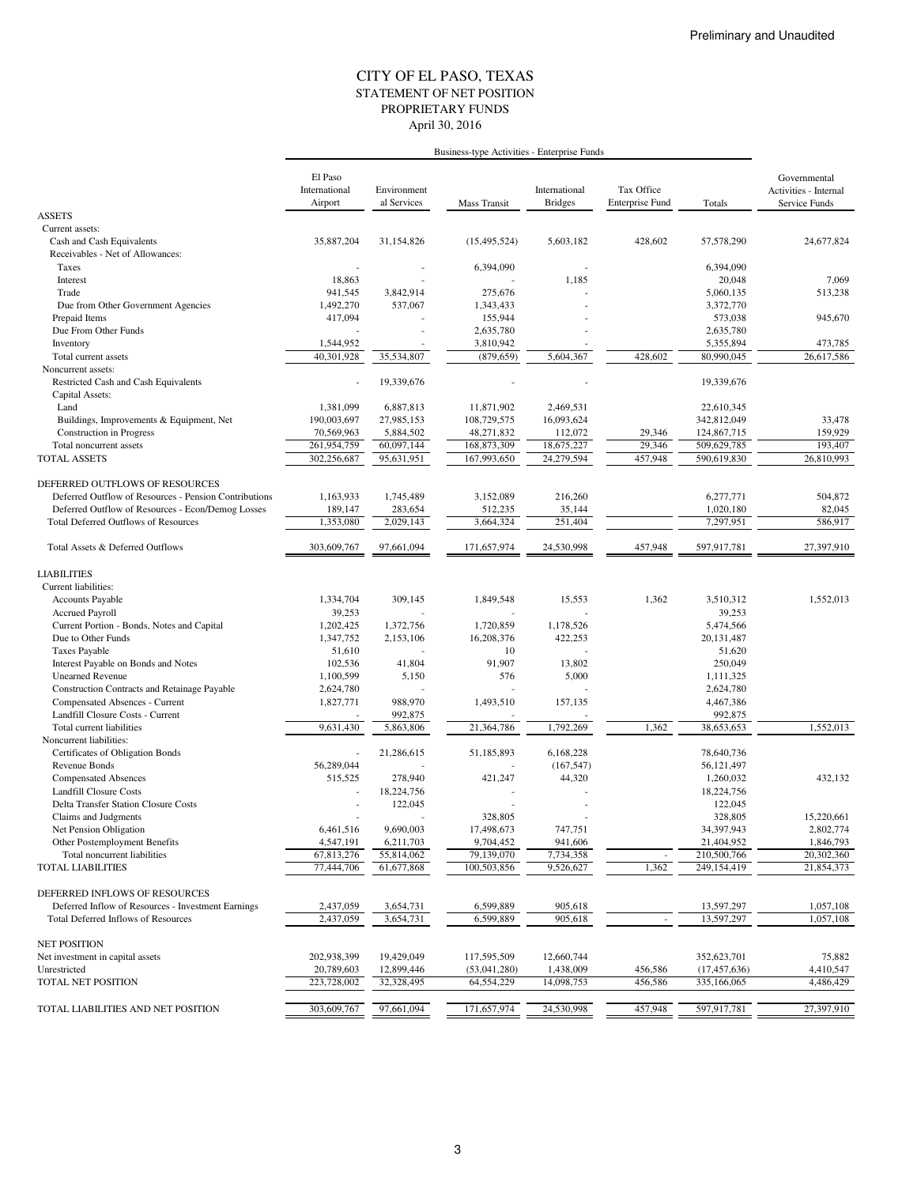Preliminary and Unaudited

# CITY OF EL PASO, TEXAS
## STATEMENT OF NET POSITION
## PROPRIETARY FUNDS
### April 30, 2016

| | Business-type Activities - Enterprise Funds | | | | | | |
|---|---|---|---|---|---|---|---|
| | El Paso International Airport | Environmental Services | Mass Transit | International Bridges | Tax Office Enterprise Fund | Totals | Governmental Activities - Internal Service Funds |
| **ASSETS** | | | | | | | |
| Current assets: | | | | | | | |
| Cash and Cash Equivalents | 35,887,204 | 31,154,826 | (15,495,524) | 5,603,182 | 428,602 | 57,578,290 | 24,677,824 |
| Receivables - Net of Allowances: | | | | | | | |
| Taxes | - | - | 6,394,090 | - | | 6,394,090 | |
| Interest | 18,863 | - | - | 1,185 | | 20,048 | 7,069 |
| Trade | 941,545 | 3,842,914 | 275,676 | - | | 5,060,135 | 513,238 |
| Due from Other Government Agencies | 1,492,270 | 537,067 | 1,343,433 | - | | 3,372,770 | |
| Prepaid Items | 417,094 | - | 155,944 | - | | 573,038 | 945,670 |
| Due From Other Funds | - | - | 2,635,780 | - | | 2,635,780 | |
| Inventory | 1,544,952 | - | 3,810,942 | - | | 5,355,894 | 473,785 |
| Total current assets | 40,301,928 | 35,534,807 | (879,659) | 5,604,367 | 428,602 | 80,990,045 | 26,617,586 |
| Noncurrent assets: | | | | | | | |
| Restricted Cash and Cash Equivalents | - | 19,339,676 | - | - | | 19,339,676 | |
| Capital Assets: | | | | | | | |
| Land | 1,381,099 | 6,887,813 | 11,871,902 | 2,469,531 | | 22,610,345 | |
| Buildings, Improvements & Equipment, Net | 190,003,697 | 27,985,153 | 108,729,575 | 16,093,624 | | 342,812,049 | 33,478 |
| Construction in Progress | 70,569,963 | 5,884,502 | 48,271,832 | 112,072 | 29,346 | 124,867,715 | 159,929 |
| Total noncurrent assets | 261,954,759 | 60,097,144 | 168,873,309 | 18,675,227 | 29,346 | 509,629,785 | 193,407 |
| TOTAL ASSETS | 302,256,687 | 95,631,951 | 167,993,650 | 24,279,594 | 457,948 | 590,619,830 | 26,810,993 |
| | | | | | | | |
| **DEFERRED OUTFLOWS OF RESOURCES** | | | | | | | |
| Deferred Outflow of Resources - Pension Contributions | 1,163,933 | 1,745,489 | 3,152,089 | 216,260 | | 6,277,771 | 504,872 |
| Deferred Outflow of Resources - Econ/Demog Losses | 189,147 | 283,654 | 512,235 | 35,144 | | 1,020,180 | 82,045 |
| Total Deferred Outflows of Resources | 1,353,080 | 2,029,143 | 3,664,324 | 251,404 | | 7,297,951 | 586,917 |
| | | | | | | | |
| Total Assets & Deferred Outflows | 303,609,767 | 97,661,094 | 171,657,974 | 24,530,998 | 457,948 | 597,917,781 | 27,397,910 |
| | | | | | | | |
| **LIABILITIES** | | | | | | | |
| Current liabilities: | | | | | | | |
| Accounts Payable | 1,334,704 | 309,145 | 1,849,548 | 15,553 | 1,362 | 3,510,312 | 1,552,013 |
| Accrued Payroll | 39,253 | - | - | - | | 39,253 | |
| Current Portion - Bonds, Notes and Capital | 1,202,425 | 1,372,756 | 1,720,859 | 1,178,526 | | 5,474,566 | |
| Due to Other Funds | 1,347,752 | 2,153,106 | 16,208,376 | 422,253 | | 20,131,487 | |
| Taxes Payable | 51,610 | - | 10 | - | | 51,620 | |
| Interest Payable on Bonds and Notes | 102,536 | 41,804 | 91,907 | 13,802 | | 250,049 | |
| Unearned Revenue | 1,100,599 | 5,150 | 576 | 5,000 | | 1,111,325 | |
| Construction Contracts and Retainage Payable | 2,624,780 | - | - | - | | 2,624,780 | |
| Compensated Absences - Current | 1,827,771 | 988,970 | 1,493,510 | 157,135 | | 4,467,386 | |
| Landfill Closure Costs - Current | - | 992,875 | - | - | | 992,875 | |
| Total current liabilities | 9,631,430 | 5,863,806 | 21,364,786 | 1,792,269 | 1,362 | 38,653,653 | 1,552,013 |
| Noncurrent liabilities: | | | | | | | |
| Certificates of Obligation Bonds | - | 21,286,615 | 51,185,893 | 6,168,228 | | 78,640,736 | |
| Revenue Bonds | 56,289,044 | - | - | (167,547) | | 56,121,497 | |
| Compensated Absences | 515,525 | 278,940 | 421,247 | 44,320 | | 1,260,032 | 432,132 |
| Landfill Closure Costs | - | 18,224,756 | - | - | | 18,224,756 | |
| Delta Transfer Station Closure Costs | - | 122,045 | - | - | | 122,045 | |
| Claims and Judgments | - | - | 328,805 | - | | 328,805 | 15,220,661 |
| Net Pension Obligation | 6,461,516 | 9,690,003 | 17,498,673 | 747,751 | | 34,397,943 | 2,802,774 |
| Other Postemployment Benefits | 4,547,191 | 6,211,703 | 9,704,452 | 941,606 | | 21,404,952 | 1,846,793 |
| Total noncurrent liabilities | 67,813,276 | 55,814,062 | 79,139,070 | 7,734,358 | - | 210,500,766 | 20,302,360 |
| TOTAL LIABILITIES | 77,444,706 | 61,677,868 | 100,503,856 | 9,526,627 | 1,362 | 249,154,419 | 21,854,373 |
| | | | | | | | |
| **DEFERRED INFLOWS OF RESOURCES** | | | | | | | |
| Deferred Inflow of Resources - Investment Earnings | 2,437,059 | 3,654,731 | 6,599,889 | 905,618 | | 13,597,297 | 1,057,108 |
| Total Deferred Inflows of Resources | 2,437,059 | 3,654,731 | 6,599,889 | 905,618 | - | 13,597,297 | 1,057,108 |
| | | | | | | | |
| **NET POSITION** | | | | | | | |
| Net investment in capital assets | 202,938,399 | 19,429,049 | 117,595,509 | 12,660,744 | | 352,623,701 | 75,882 |
| Unrestricted | 20,789,603 | 12,899,446 | (53,041,280) | 1,438,009 | 456,586 | (17,457,636) | 4,410,547 |
| TOTAL NET POSITION | 223,728,002 | 32,328,495 | 64,554,229 | 14,098,753 | 456,586 | 335,166,065 | 4,486,429 |
| | | | | | | | |
| TOTAL LIABILITIES AND NET POSITION | 303,609,767 | 97,661,094 | 171,657,974 | 24,530,998 | 457,948 | 597,917,781 | 27,397,910 |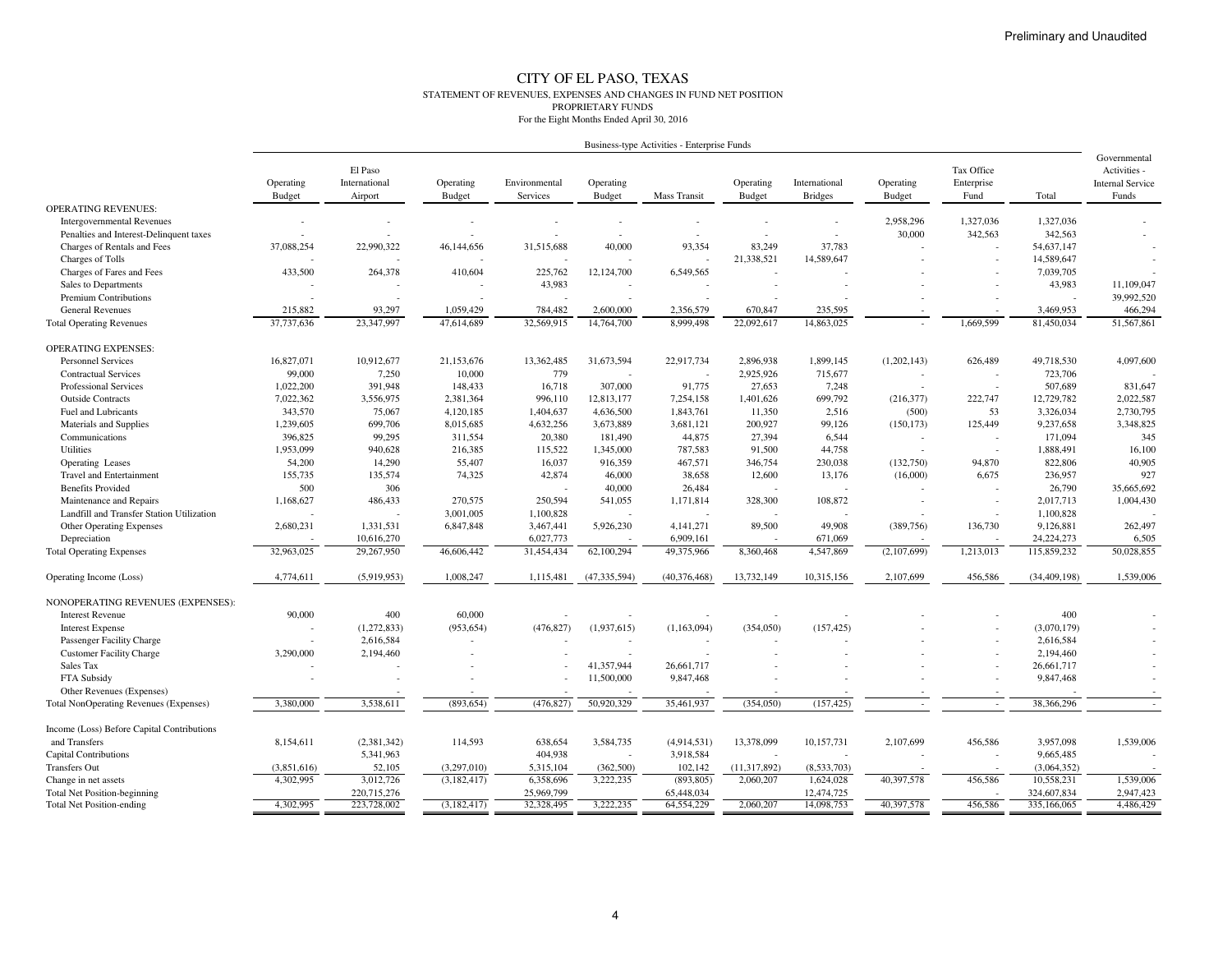Preliminary and Unaudited

# CITY OF EL PASO, TEXAS

STATEMENT OF REVENUES, EXPENSES AND CHANGES IN FUND NET POSITION
PROPRIETARY FUNDS
For the Eight Months Ended April 30, 2016

| | Business-type Activities - Enterprise Funds | | | | | | | | | | | | |
|---|---|---|---|---|---|---|---|---|---|---|---|---|---|
| | Operating Budget | El Paso International Airport | Operating Budget | Environmental Services | Operating Budget | Mass Transit | Operating Budget | International Bridges | Operating Budget | Tax Office Enterprise Fund | Total | Governmental Activities - Internal Service Funds |
| OPERATING REVENUES: | | | | | | | | | | | | |
| Intergovernmental Revenues | - | - | - | - | - | - | - | - | 2,958,296 | 1,327,036 | 1,327,036 | - |
| Penalties and Interest-Delinquent taxes | - | - | - | - | - | - | - | - | 30,000 | 342,563 | 342,563 | - |
| Charges of Rentals and Fees | 37,088,254 | 22,990,322 | 46,144,656 | 31,515,688 | 40,000 | 93,354 | 83,249 | 37,783 | - | - | 54,637,147 | - |
| Charges of Tolls | - | - | - | - | - | - | 21,338,521 | 14,589,647 | - | - | 14,589,647 | - |
| Charges of Fares and Fees | 433,500 | 264,378 | 410,604 | 225,762 | 12,124,700 | 6,549,565 | - | - | - | - | 7,039,705 | - |
| Sales to Departments | - | - | - | 43,983 | - | - | - | - | - | - | 43,983 | 11,109,047 |
| Premium Contributions | - | - | - | - | - | - | - | - | - | - | - | 39,992,520 |
| General Revenues | 215,882 | 93,297 | 1,059,429 | 784,482 | 2,600,000 | 2,356,579 | 670,847 | 235,595 | - | - | 3,469,953 | 466,294 |
| Total Operating Revenues | 37,737,636 | 23,347,997 | 47,614,689 | 32,569,915 | 14,764,700 | 8,999,498 | 22,092,617 | 14,863,025 | - | 1,669,599 | 81,450,034 | 51,567,861 |
| OPERATING EXPENSES: | | | | | | | | | | | | |
| Personnel Services | 16,827,071 | 10,912,677 | 21,153,676 | 13,362,485 | 31,673,594 | 22,917,734 | 2,896,938 | 1,899,145 | (1,202,143) | 626,489 | 49,718,530 | 4,097,600 |
| Contractual Services | 99,000 | 7,250 | 10,000 | 779 | - | - | 2,925,926 | 715,677 | - | - | 723,706 | - |
| Professional Services | 1,022,200 | 391,948 | 148,433 | 16,718 | 307,000 | 91,775 | 27,653 | 7,248 | - | - | 507,689 | 831,647 |
| Outside Contracts | 7,022,362 | 3,556,975 | 2,381,364 | 996,110 | 12,813,177 | 7,254,158 | 1,401,626 | 699,792 | (216,377) | 222,747 | 12,729,782 | 2,022,587 |
| Fuel and Lubricants | 343,570 | 75,067 | 4,120,185 | 1,404,637 | 4,636,500 | 1,843,761 | 11,350 | 2,516 | (500) | 53 | 3,326,034 | 2,730,795 |
| Materials and Supplies | 1,239,605 | 699,706 | 8,015,685 | 4,632,256 | 3,673,889 | 3,681,121 | 200,927 | 99,126 | (150,173) | 125,449 | 9,237,658 | 3,348,825 |
| Communications | 396,825 | 99,295 | 311,554 | 20,380 | 181,490 | 44,875 | 27,394 | 6,544 | - | - | 171,094 | 345 |
| Utilities | 1,953,099 | 940,628 | 216,385 | 115,522 | 1,345,000 | 787,583 | 91,500 | 44,758 | - | - | 1,888,491 | 16,100 |
| Operating Leases | 54,200 | 14,290 | 55,407 | 16,037 | 916,359 | 467,571 | 346,754 | 230,038 | (132,750) | 94,870 | 822,806 | 40,905 |
| Travel and Entertainment | 155,735 | 135,574 | 74,325 | 42,874 | 46,000 | 38,658 | 12,600 | 13,176 | (16,000) | 6,675 | 236,957 | 927 |
| Benefits Provided | 500 | 306 | | - | 40,000 | 26,484 | - | - | - | - | 26,790 | 35,665,692 |
| Maintenance and Repairs | 1,168,627 | 486,433 | 270,575 | 250,594 | 541,055 | 1,171,814 | 328,300 | 108,872 | - | - | 2,017,713 | 1,004,430 |
| Landfill and Transfer Station Utilization | - | - | 3,001,005 | 1,100,828 | - | - | - | - | - | - | 1,100,828 | - |
| Other Operating Expenses | 2,680,231 | 1,331,531 | 6,847,848 | 3,467,441 | 5,926,230 | 4,141,271 | 89,500 | 49,908 | (389,756) | 136,730 | 9,126,881 | 262,497 |
| Depreciation | - | 10,616,270 | | 6,027,773 | - | 6,909,161 | - | 671,069 | - | - | 24,224,273 | 6,505 |
| Total Operating Expenses | 32,963,025 | 29,267,950 | 46,606,442 | 31,454,434 | 62,100,294 | 49,375,966 | 8,360,468 | 4,547,869 | (2,107,699) | 1,213,013 | 115,859,232 | 50,028,855 |
| Operating Income (Loss) | 4,774,611 | (5,919,953) | 1,008,247 | 1,115,481 | (47,335,594) | (40,376,468) | 13,732,149 | 10,315,156 | 2,107,699 | 456,586 | (34,409,198) | 1,539,006 |
| NONOPERATING REVENUES (EXPENSES): | | | | | | | | | | | | |
| Interest Revenue | 90,000 | 400 | 60,000 | - | - | - | - | - | - | - | 400 | - |
| Interest Expense | - | (1,272,833) | (953,654) | (476,827) | (1,937,615) | (1,163,094) | (354,050) | (157,425) | - | - | (3,070,179) | - |
| Passenger Facility Charge | - | 2,616,584 | - | - | - | - | - | - | - | - | 2,616,584 | - |
| Customer Facility Charge | 3,290,000 | 2,194,460 | - | - | - | - | - | - | - | - | 2,194,460 | - |
| Sales Tax | - | - | - | - | 41,357,944 | 26,661,717 | - | - | - | - | 26,661,717 | - |
| FTA Subsidy | - | - | - | - | 11,500,000 | 9,847,468 | - | - | - | - | 9,847,468 | - |
| Other Revenues (Expenses) | - | - | - | - | - | - | - | - | - | - | - | - |
| Total NonOperating Revenues (Expenses) | 3,380,000 | 3,538,611 | (893,654) | (476,827) | 50,920,329 | 35,461,937 | (354,050) | (157,425) | - | - | 38,366,296 | - |
| Income (Loss) Before Capital Contributions and Transfers | 8,154,611 | (2,381,342) | 114,593 | 638,654 | 3,584,735 | (4,914,531) | 13,378,099 | 10,157,731 | 2,107,699 | 456,586 | 3,957,098 | 1,539,006 |
| Capital Contributions | | 5,341,963 | | 404,938 | - | 3,918,584 | - | - | - | - | 9,665,485 | - |
| Transfers Out | (3,851,616) | 52,105 | (3,297,010) | 5,315,104 | (362,500) | 102,142 | (11,317,892) | (8,533,703) | - | - | (3,064,352) | - |
| Change in net assets | 4,302,995 | 3,012,726 | (3,182,417) | 6,358,696 | 3,222,235 | (893,805) | 2,060,207 | 1,624,028 | 40,397,578 | 456,586 | 10,558,231 | 1,539,006 |
| Total Net Position-beginning | | 220,715,276 | | 25,969,799 | | 65,448,034 | | 12,474,725 | | - | 324,607,834 | 2,947,423 |
| Total Net Position-ending | 4,302,995 | 223,728,002 | (3,182,417) | 32,328,495 | 3,222,235 | 64,554,229 | 2,060,207 | 14,098,753 | 40,397,578 | 456,586 | 335,166,065 | 4,486,429 |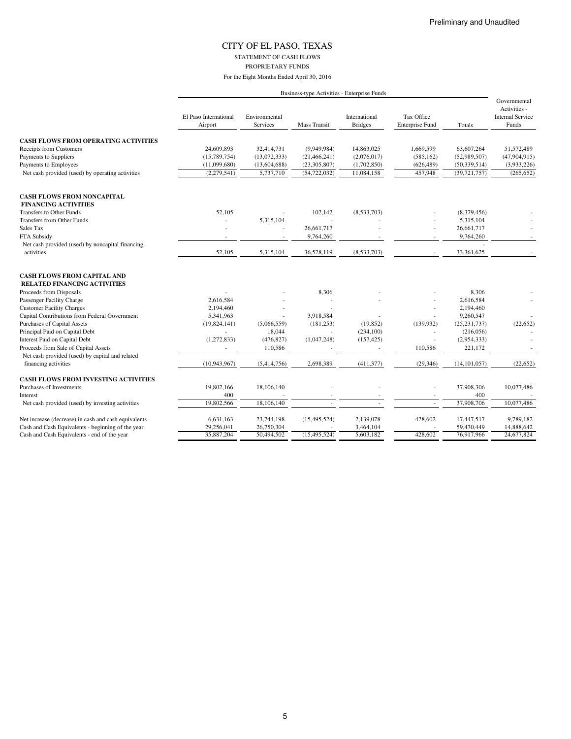Preliminary and Unaudited

# CITY OF EL PASO, TEXAS

STATEMENT OF CASH FLOWS

PROPRIETARY FUNDS

For the Eight Months Ended April 30, 2016

| | Business-type Activities - Enterprise Funds | | | | | | Governmental Activities - Internal Service Funds |
|---|---|---|---|---|---|---|---|
| | El Paso International Airport | Environmental Services | Mass Transit | International Bridges | Tax Office Enterprise Fund | Totals | |
| **CASH FLOWS FROM OPERATING ACTIVITIES** | | | | | | | |
| Receipts from Customers | 24,609,893 | 32,414,731 | (9,949,984) | 14,863,025 | 1,669,599 | 63,607,264 | 51,572,489 |
| Payments to Suppliers | (15,789,754) | (13,072,333) | (21,466,241) | (2,076,017) | (585,162) | (52,989,507) | (47,904,915) |
| Payments to Employees | (11,099,680) | (13,604,688) | (23,305,807) | (1,702,850) | (626,489) | (50,339,514) | (3,933,226) |
| Net cash provided (used) by operating activities | (2,279,541) | 5,737,710 | (54,722,032) | 11,084,158 | 457,948 | (39,721,757) | (265,652) |
| **CASH FLOWS FROM NONCAPITAL FINANCING ACTIVITIES** | | | | | | | |
| Transfers to Other Funds | 52,105 | - | 102,142 | (8,533,703) | - | (8,379,456) | - |
| Transfers from Other Funds | - | 5,315,104 | - | - | - | 5,315,104 | - |
| Sales Tax | - | - | 26,661,717 | - | - | 26,661,717 | - |
| FTA Subsidy | - | - | 9,764,260 | - | - | 9,764,260 | - |
| Net cash provided (used) by noncapital financing activities | 52,105 | 5,315,104 | 36,528,119 | (8,533,703) | - | 33,361,625 | - |
| **CASH FLOWS FROM CAPITAL AND RELATED FINANCING ACTIVITIES** | | | | | | | |
| Proceeds from Disposals | - | - | 8,306 | - | - | 8,306 | - |
| Passenger Facility Charge | 2,616,584 | - | - | - | - | 2,616,584 | - |
| Customer Facility Charges | 2,194,460 | | | | | 2,194,460 | |
| Capital Contributions from Federal Government | 5,341,963 | - | 3,918,584 | - | - | 9,260,547 | - |
| Purchases of Capital Assets | (19,824,141) | (5,066,559) | (181,253) | (19,852) | (139,932) | (25,231,737) | (22,652) |
| Principal Paid on Capital Debt | - | 18,044 | - | (234,100) | - | (216,056) | - |
| Interest Paid on Capital Debt | (1,272,833) | (476,827) | (1,047,248) | (157,425) | - | (2,954,333) | - |
| Proceeds from Sale of Capital Assets | - | 110,586 | - | - | 110,586 | 221,172 | - |
| Net cash provided (used) by capital and related financing activities | (10,943,967) | (5,414,756) | 2,698,389 | (411,377) | (29,346) | (14,101,057) | (22,652) |
| **CASH FLOWS FROM INVESTING ACTIVITIES** | | | | | | | |
| Purchases of Investments | 19,802,166 | 18,106,140 | - | - | - | 37,908,306 | 10,077,486 |
| Interest | 400 | - | - | - | - | 400 | - |
| Net cash provided (used) by investing activities | 19,802,566 | 18,106,140 | - | - | - | 37,908,706 | 10,077,486 |
| Net increase (decrease) in cash and cash equivalents | 6,631,163 | 23,744,198 | (15,495,524) | 2,139,078 | 428,602 | 17,447,517 | 9,789,182 |
| Cash and Cash Equivalents - beginning of the year | 29,256,041 | 26,750,304 | - | 3,464,104 | - | 59,470,449 | 14,888,642 |
| Cash and Cash Equivalents - end of the year | 35,887,204 | 50,494,502 | (15,495,524) | 5,603,182 | 428,602 | 76,917,966 | 24,677,824 |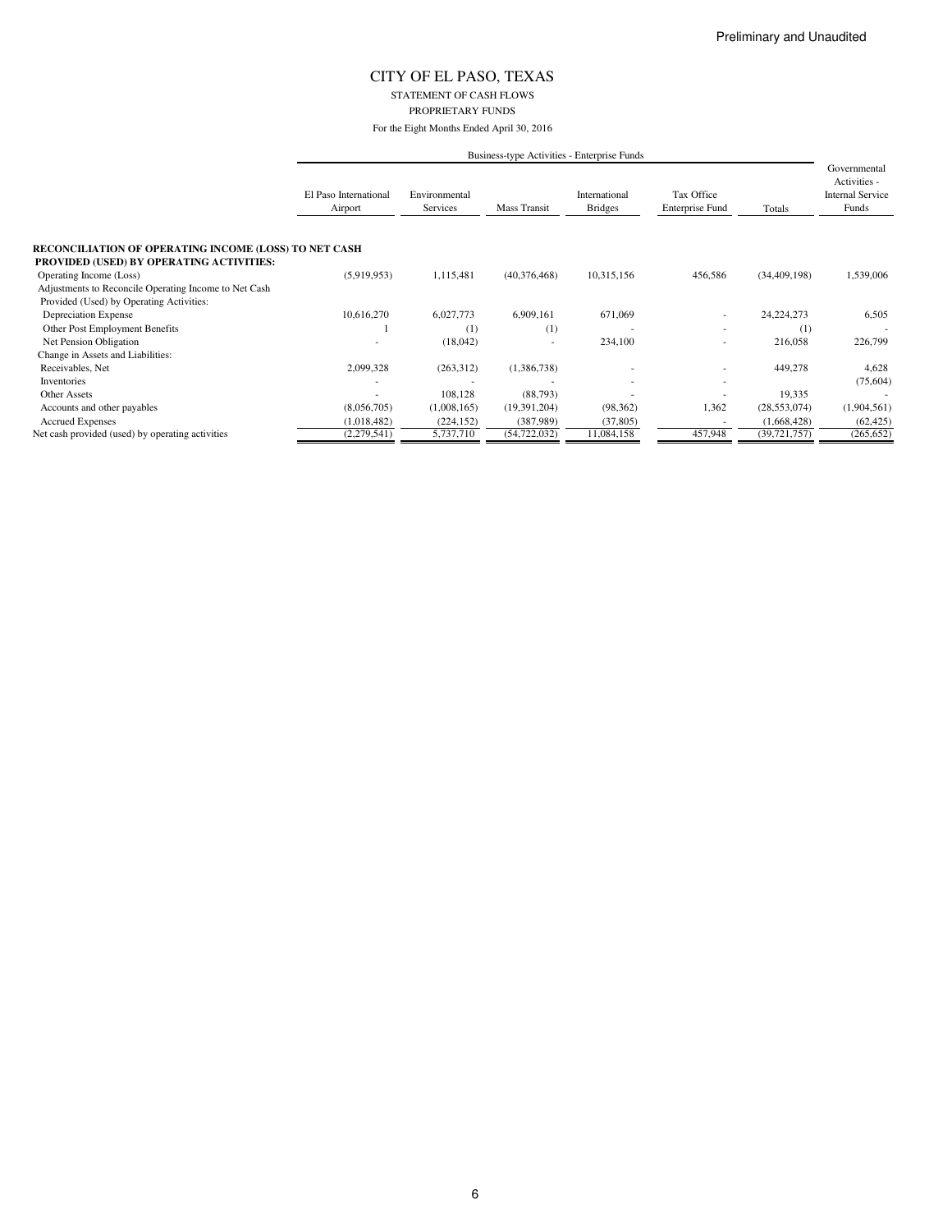Preliminary and Unaudited

# CITY OF EL PASO, TEXAS

STATEMENT OF CASH FLOWS

PROPRIETARY FUNDS

For the Eight Months Ended April 30, 2016

| | Business-type Activities - Enterprise Funds | | | | | | Governmental Activities - Internal Service Funds |
|---|---|---|---|---|---|---|---|
| | El Paso International Airport | Environmental Services | Mass Transit | International Bridges | Tax Office Enterprise Fund | Totals | |
| **RECONCILIATION OF OPERATING INCOME (LOSS) TO NET CASH PROVIDED (USED) BY OPERATING ACTIVITIES:** | | | | | | | |
| Operating Income (Loss) | (5,919,953) | 1,115,481 | (40,376,468) | 10,315,156 | 456,586 | (34,409,198) | 1,539,006 |
| Adjustments to Reconcile Operating Income to Net Cash Provided (Used) by Operating Activities: | | | | | | | |
| Depreciation Expense | 10,616,270 | 6,027,773 | 6,909,161 | 671,069 | - | 24,224,273 | 6,505 |
| Other Post Employment Benefits | 1 | (1) | (1) | - | - | (1) | - |
| Net Pension Obligation | - | (18,042) | - | 234,100 | - | 216,058 | 226,799 |
| Change in Assets and Liabilities: | | | | | | | |
| Receivables, Net | 2,099,328 | (263,312) | (1,386,738) | - | - | 449,278 | 4,628 |
| Inventories | - | - | - | - | - | | (75,604) |
| Other Assets | - | 108,128 | (88,793) | - | - | 19,335 | - |
| Accounts and other payables | (8,056,705) | (1,008,165) | (19,391,204) | (98,362) | 1,362 | (28,553,074) | (1,904,561) |
| Accrued Expenses | (1,018,482) | (224,152) | (387,989) | (37,805) | - | (1,668,428) | (62,425) |
| Net cash provided (used) by operating activities | (2,279,541) | 5,737,710 | (54,722,032) | 11,084,158 | 457,948 | (39,721,757) | (265,652) |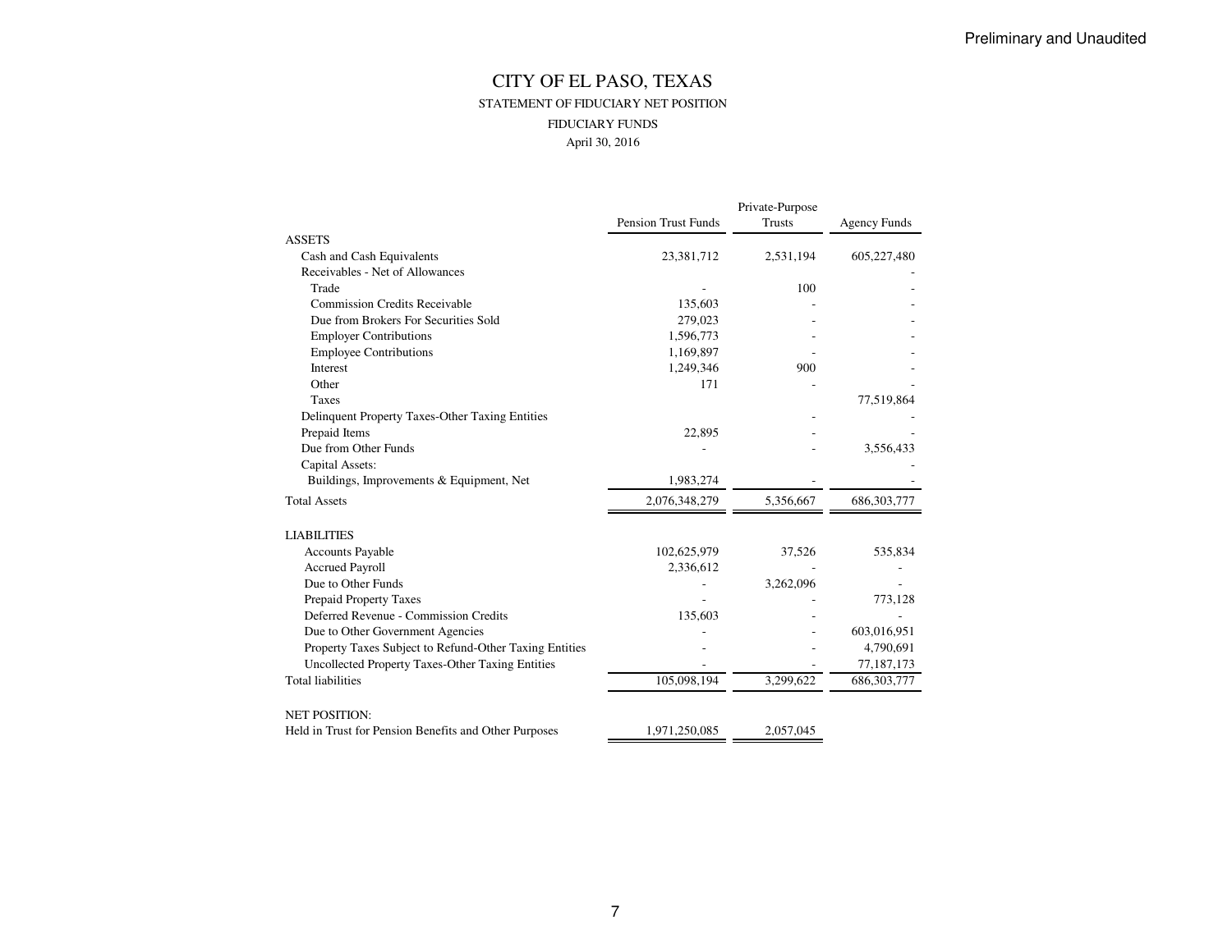Preliminary and Unaudited

# CITY OF EL PASO, TEXAS

## STATEMENT OF FIDUCIARY NET POSITION

### FIDUCIARY FUNDS

April 30, 2016

| | Pension Trust Funds | Private-Purpose Trusts | Agency Funds |
|---|---|---|---|
| ASSETS | | | |
| Cash and Cash Equivalents | 23,381,712 | 2,531,194 | 605,227,480 |
| Receivables - Net of Allowances | | | - |
| Trade | - | 100 | - |
| Commission Credits Receivable | 135,603 | - | - |
| Due from Brokers For Securities Sold | 279,023 | - | - |
| Employer Contributions | 1,596,773 | - | - |
| Employee Contributions | 1,169,897 | - | - |
| Interest | 1,249,346 | 900 | - |
| Other | 171 | - | - |
| Taxes | | | 77,519,864 |
| Delinquent Property Taxes-Other Taxing Entities | | - | - |
| Prepaid Items | 22,895 | - | - |
| Due from Other Funds | - | - | 3,556,433 |
| Capital Assets: | | | - |
| Buildings, Improvements & Equipment, Net | 1,983,274 | - | - |
| Total Assets | 2,076,348,279 | 5,356,667 | 686,303,777 |
| LIABILITIES | | | |
| Accounts Payable | 102,625,979 | 37,526 | 535,834 |
| Accrued Payroll | 2,336,612 | - | - |
| Due to Other Funds | - | 3,262,096 | - |
| Prepaid Property Taxes | - | - | 773,128 |
| Deferred Revenue - Commission Credits | 135,603 | - | - |
| Due to Other Government Agencies | - | - | 603,016,951 |
| Property Taxes Subject to Refund-Other Taxing Entities | - | - | 4,790,691 |
| Uncollected Property Taxes-Other Taxing Entities | - | - | 77,187,173 |
| Total liabilities | 105,098,194 | 3,299,622 | 686,303,777 |
| NET POSITION: | | | |
| Held in Trust for Pension Benefits and Other Purposes | 1,971,250,085 | 2,057,045 | |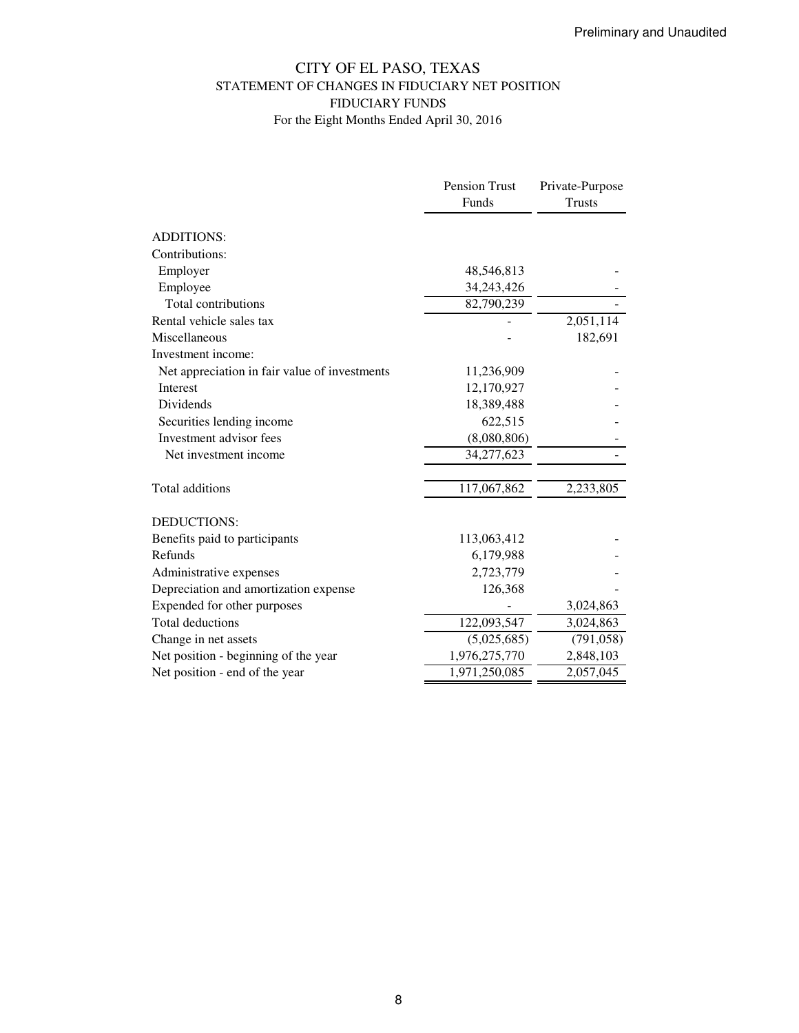Preliminary and Unaudited

# CITY OF EL PASO, TEXAS
## STATEMENT OF CHANGES IN FIDUCIARY NET POSITION
## FIDUCIARY FUNDS
For the Eight Months Ended April 30, 2016

| | Pension Trust Funds | Private-Purpose Trusts |
|---|---|---|
| ADDITIONS: | | |
| Contributions: | | |
| Employer | 48,546,813 | - |
| Employee | 34,243,426 | - |
| Total contributions | 82,790,239 | - |
| Rental vehicle sales tax | - | 2,051,114 |
| Miscellaneous | - | 182,691 |
| Investment income: | | |
| Net appreciation in fair value of investments | 11,236,909 | - |
| Interest | 12,170,927 | - |
| Dividends | 18,389,488 | - |
| Securities lending income | 622,515 | - |
| Investment advisor fees | (8,080,806) | - |
| Net investment income | 34,277,623 | - |
| Total additions | 117,067,862 | 2,233,805 |
| DEDUCTIONS: | | |
| Benefits paid to participants | 113,063,412 | - |
| Refunds | 6,179,988 | - |
| Administrative expenses | 2,723,779 | - |
| Depreciation and amortization expense | 126,368 | - |
| Expended for other purposes | - | 3,024,863 |
| Total deductions | 122,093,547 | 3,024,863 |
| Change in net assets | (5,025,685) | (791,058) |
| Net position - beginning of the year | 1,976,275,770 | 2,848,103 |
| Net position - end of the year | 1,971,250,085 | 2,057,045 |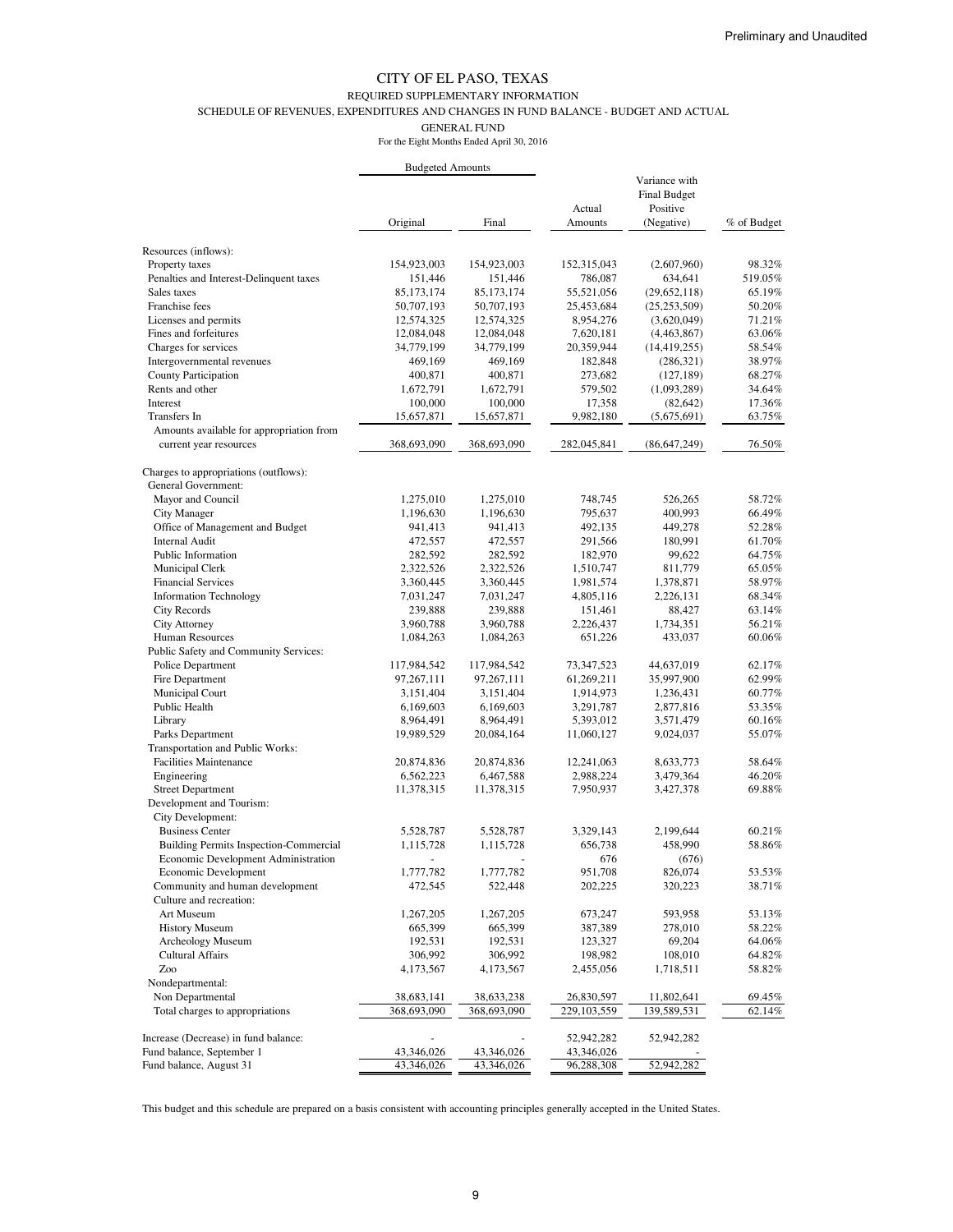Preliminary and Unaudited

# CITY OF EL PASO, TEXAS

## REQUIRED SUPPLEMENTARY INFORMATION

### SCHEDULE OF REVENUES, EXPENDITURES AND CHANGES IN FUND BALANCE - BUDGET AND ACTUAL

### GENERAL FUND

For the Eight Months Ended April 30, 2016

| | Budgeted Amounts | | | | |
|---|---|---|---|---|---|
| | Original | Final | Actual Amounts | Variance with Final Budget Positive (Negative) | % of Budget |
| Resources (inflows): | | | | | |
| Property taxes | 154,923,003 | 154,923,003 | 152,315,043 | (2,607,960) | 98.32% |
| Penalties and Interest-Delinquent taxes | 151,446 | 151,446 | 786,087 | 634,641 | 519.05% |
| Sales taxes | 85,173,174 | 85,173,174 | 55,521,056 | (29,652,118) | 65.19% |
| Franchise fees | 50,707,193 | 50,707,193 | 25,453,684 | (25,253,509) | 50.20% |
| Licenses and permits | 12,574,325 | 12,574,325 | 8,954,276 | (3,620,049) | 71.21% |
| Fines and forfeitures | 12,084,048 | 12,084,048 | 7,620,181 | (4,463,867) | 63.06% |
| Charges for services | 34,779,199 | 34,779,199 | 20,359,944 | (14,419,255) | 58.54% |
| Intergovernmental revenues | 469,169 | 469,169 | 182,848 | (286,321) | 38.97% |
| County Participation | 400,871 | 400,871 | 273,682 | (127,189) | 68.27% |
| Rents and other | 1,672,791 | 1,672,791 | 579,502 | (1,093,289) | 34.64% |
| Interest | 100,000 | 100,000 | 17,358 | (82,642) | 17.36% |
| Transfers In | 15,657,871 | 15,657,871 | 9,982,180 | (5,675,691) | 63.75% |
| Amounts available for appropriation from current year resources | 368,693,090 | 368,693,090 | 282,045,841 | (86,647,249) | 76.50% |
| Charges to appropriations (outflows): | | | | | |
| General Government: | | | | | |
| Mayor and Council | 1,275,010 | 1,275,010 | 748,745 | 526,265 | 58.72% |
| City Manager | 1,196,630 | 1,196,630 | 795,637 | 400,993 | 66.49% |
| Office of Management and Budget | 941,413 | 941,413 | 492,135 | 449,278 | 52.28% |
| Internal Audit | 472,557 | 472,557 | 291,566 | 180,991 | 61.70% |
| Public Information | 282,592 | 282,592 | 182,970 | 99,622 | 64.75% |
| Municipal Clerk | 2,322,526 | 2,322,526 | 1,510,747 | 811,779 | 65.05% |
| Financial Services | 3,360,445 | 3,360,445 | 1,981,574 | 1,378,871 | 58.97% |
| Information Technology | 7,031,247 | 7,031,247 | 4,805,116 | 2,226,131 | 68.34% |
| City Records | 239,888 | 239,888 | 151,461 | 88,427 | 63.14% |
| City Attorney | 3,960,788 | 3,960,788 | 2,226,437 | 1,734,351 | 56.21% |
| Human Resources | 1,084,263 | 1,084,263 | 651,226 | 433,037 | 60.06% |
| Public Safety and Community Services: | | | | | |
| Police Department | 117,984,542 | 117,984,542 | 73,347,523 | 44,637,019 | 62.17% |
| Fire Department | 97,267,111 | 97,267,111 | 61,269,211 | 35,997,900 | 62.99% |
| Municipal Court | 3,151,404 | 3,151,404 | 1,914,973 | 1,236,431 | 60.77% |
| Public Health | 6,169,603 | 6,169,603 | 3,291,787 | 2,877,816 | 53.35% |
| Library | 8,964,491 | 8,964,491 | 5,393,012 | 3,571,479 | 60.16% |
| Parks Department | 19,989,529 | 20,084,164 | 11,060,127 | 9,024,037 | 55.07% |
| Transportation and Public Works: | | | | | |
| Facilities Maintenance | 20,874,836 | 20,874,836 | 12,241,063 | 8,633,773 | 58.64% |
| Engineering | 6,562,223 | 6,467,588 | 2,988,224 | 3,479,364 | 46.20% |
| Street Department | 11,378,315 | 11,378,315 | 7,950,937 | 3,427,378 | 69.88% |
| Development and Tourism: | | | | | |
| City Development: | | | | | |
| Business Center | 5,528,787 | 5,528,787 | 3,329,143 | 2,199,644 | 60.21% |
| Building Permits Inspection-Commercial | 1,115,728 | 1,115,728 | 656,738 | 458,990 | 58.86% |
| Economic Development Administration | - | - | 676 | (676) | |
| Economic Development | 1,777,782 | 1,777,782 | 951,708 | 826,074 | 53.53% |
| Community and human development | 472,545 | 522,448 | 202,225 | 320,223 | 38.71% |
| Culture and recreation: | | | | | |
| Art Museum | 1,267,205 | 1,267,205 | 673,247 | 593,958 | 53.13% |
| History Museum | 665,399 | 665,399 | 387,389 | 278,010 | 58.22% |
| Archeology Museum | 192,531 | 192,531 | 123,327 | 69,204 | 64.06% |
| Cultural Affairs | 306,992 | 306,992 | 198,982 | 108,010 | 64.82% |
| Zoo | 4,173,567 | 4,173,567 | 2,455,056 | 1,718,511 | 58.82% |
| Nondepartmental: | | | | | |
| Non Departmental | 38,683,141 | 38,633,238 | 26,830,597 | 11,802,641 | 69.45% |
| Total charges to appropriations | 368,693,090 | 368,693,090 | 229,103,559 | 139,589,531 | 62.14% |
| Increase (Decrease) in fund balance: | - | - | 52,942,282 | 52,942,282 | |
| Fund balance, September 1 | 43,346,026 | 43,346,026 | 43,346,026 | - | |
| Fund balance, August 31 | 43,346,026 | 43,346,026 | 96,288,308 | 52,942,282 | |

This budget and this schedule are prepared on a basis consistent with accounting principles generally accepted in the United States.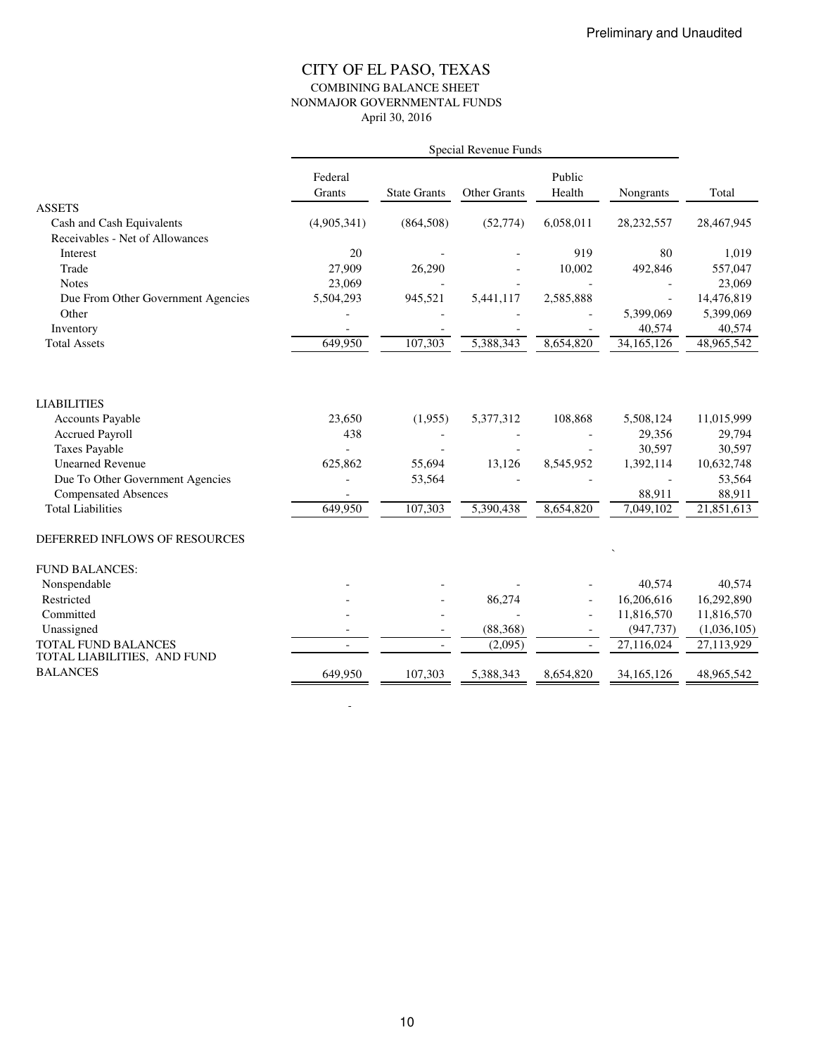Preliminary and Unaudited

# CITY OF EL PASO, TEXAS

## COMBINING BALANCE SHEET
## NONMAJOR GOVERNMENTAL FUNDS
April 30, 2016

| | Special Revenue Funds | | | | | |
|---|---|---|---|---|---|---|
| | Federal Grants | State Grants | Other Grants | Public Health | Nongrants | Total |
| **ASSETS** | | | | | | |
| Cash and Cash Equivalents | (4,905,341) | (864,508) | (52,774) | 6,058,011 | 28,232,557 | 28,467,945 |
| Receivables - Net of Allowances | | | | | | |
| Interest | 20 | - | - | 919 | 80 | 1,019 |
| Trade | 27,909 | 26,290 | - | 10,002 | 492,846 | 557,047 |
| Notes | 23,069 | - | - | - | - | 23,069 |
| Due From Other Government Agencies | 5,504,293 | 945,521 | 5,441,117 | 2,585,888 | - | 14,476,819 |
| Other | - | - | - | - | 5,399,069 | 5,399,069 |
| Inventory | - | - | - | - | 40,574 | 40,574 |
| Total Assets | 649,950 | 107,303 | 5,388,343 | 8,654,820 | 34,165,126 | 48,965,542 |
| **LIABILITIES** | | | | | | |
| Accounts Payable | 23,650 | (1,955) | 5,377,312 | 108,868 | 5,508,124 | 11,015,999 |
| Accrued Payroll | 438 | - | - | - | 29,356 | 29,794 |
| Taxes Payable | - | - | - | - | 30,597 | 30,597 |
| Unearned Revenue | 625,862 | 55,694 | 13,126 | 8,545,952 | 1,392,114 | 10,632,748 |
| Due To Other Government Agencies | - | 53,564 | - | - | - | 53,564 |
| Compensated Absences | - | | | | 88,911 | 88,911 |
| Total Liabilities | 649,950 | 107,303 | 5,390,438 | 8,654,820 | 7,049,102 | 21,851,613 |
| DEFERRED INFLOWS OF RESOURCES | | | | | | |
| FUND BALANCES: | | | | | | |
| Nonspendable | - | - | - | - | 40,574 | 40,574 |
| Restricted | - | - | 86,274 | - | 16,206,616 | 16,292,890 |
| Committed | - | - | - | - | 11,816,570 | 11,816,570 |
| Unassigned | - | - | (88,368) | - | (947,737) | (1,036,105) |
| TOTAL FUND BALANCES | - | - | (2,095) | - | 27,116,024 | 27,113,929 |
| TOTAL LIABILITIES, AND FUND BALANCES | 649,950 | 107,303 | 5,388,343 | 8,654,820 | 34,165,126 | 48,965,542 |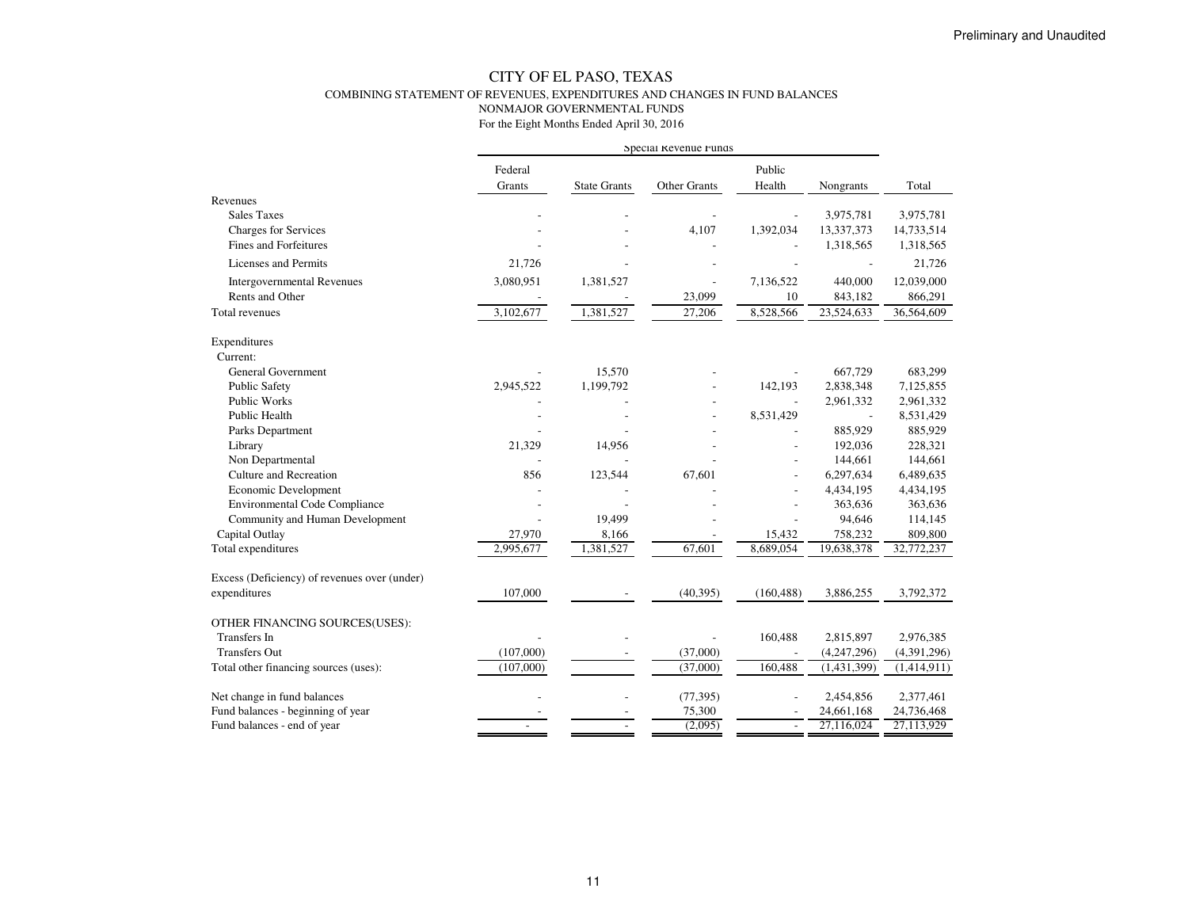Preliminary and Unaudited

# CITY OF EL PASO, TEXAS

## COMBINING STATEMENT OF REVENUES, EXPENDITURES AND CHANGES IN FUND BALANCES
## NONMAJOR GOVERNMENTAL FUNDS
For the Eight Months Ended April 30, 2016

| | Special Revenue Funds | | | | | |
|---|---|---|---|---|---|---|
| | Federal Grants | State Grants | Other Grants | Public Health | Nongrants | Total |
| **Revenues** | | | | | | |
| Sales Taxes | - | - | - | - | 3,975,781 | 3,975,781 |
| Charges for Services | - | - | 4,107 | 1,392,034 | 13,337,373 | 14,733,514 |
| Fines and Forfeitures | - | - | - | - | 1,318,565 | 1,318,565 |
| Licenses and Permits | 21,726 | - | - | - | - | 21,726 |
| Intergovernmental Revenues | 3,080,951 | 1,381,527 | - | 7,136,522 | 440,000 | 12,039,000 |
| Rents and Other | - | - | 23,099 | 10 | 843,182 | 866,291 |
| Total revenues | 3,102,677 | 1,381,527 | 27,206 | 8,528,566 | 23,524,633 | 36,564,609 |
| **Expenditures** | | | | | | |
| Current: | | | | | | |
| General Government | - | 15,570 | - | - | 667,729 | 683,299 |
| Public Safety | 2,945,522 | 1,199,792 | - | 142,193 | 2,838,348 | 7,125,855 |
| Public Works | - | - | - | - | 2,961,332 | 2,961,332 |
| Public Health | - | - | - | 8,531,429 | - | 8,531,429 |
| Parks Department | - | - | - | - | 885,929 | 885,929 |
| Library | 21,329 | 14,956 | - | - | 192,036 | 228,321 |
| Non Departmental | - | - | - | - | 144,661 | 144,661 |
| Culture and Recreation | 856 | 123,544 | 67,601 | - | 6,297,634 | 6,489,635 |
| Economic Development | - | - | - | - | 4,434,195 | 4,434,195 |
| Environmental Code Compliance | - | - | - | - | 363,636 | 363,636 |
| Community and Human Development | - | 19,499 | - | - | 94,646 | 114,145 |
| Capital Outlay | 27,970 | 8,166 | - | 15,432 | 758,232 | 809,800 |
| Total expenditures | 2,995,677 | 1,381,527 | 67,601 | 8,689,054 | 19,638,378 | 32,772,237 |
| Excess (Deficiency) of revenues over (under) expenditures | 107,000 | - | (40,395) | (160,488) | 3,886,255 | 3,792,372 |
| **OTHER FINANCING SOURCES(USES):** | | | | | | |
| Transfers In | - | - | - | 160,488 | 2,815,897 | 2,976,385 |
| Transfers Out | (107,000) | - | (37,000) | - | (4,247,296) | (4,391,296) |
| Total other financing sources (uses): | (107,000) | | (37,000) | 160,488 | (1,431,399) | (1,414,911) |
| Net change in fund balances | - | - | (77,395) | - | 2,454,856 | 2,377,461 |
| Fund balances - beginning of year | - | - | 75,300 | - | 24,661,168 | 24,736,468 |
| Fund balances - end of year | - | - | (2,095) | - | 27,116,024 | 27,113,929 |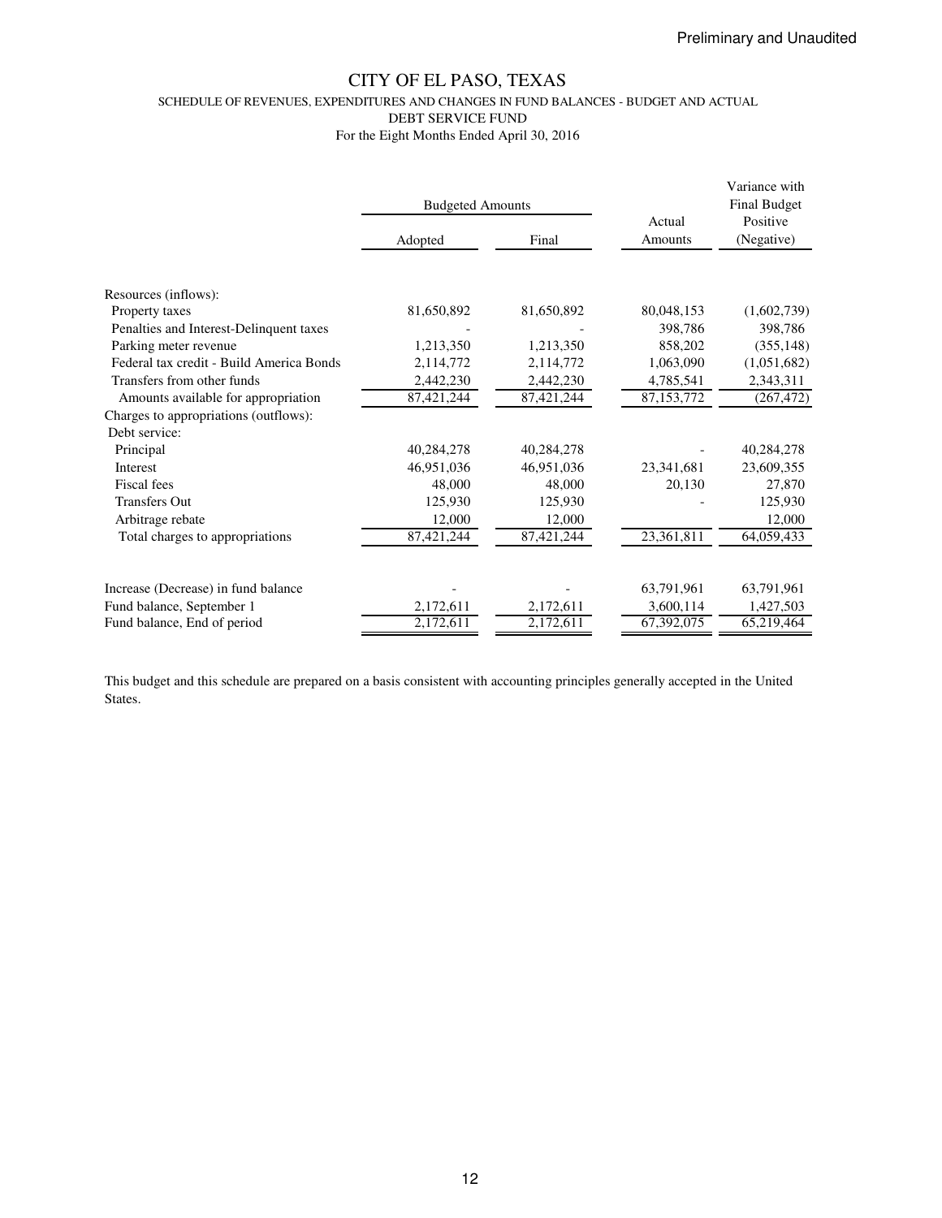Preliminary and Unaudited

# CITY OF EL PASO, TEXAS

SCHEDULE OF REVENUES, EXPENDITURES AND CHANGES IN FUND BALANCES - BUDGET AND ACTUAL

DEBT SERVICE FUND

For the Eight Months Ended April 30, 2016

| | Budgeted Amounts | | Actual Amounts | Variance with Final Budget Positive (Negative) |
|---|---|---|---|---|
| | Adopted | Final | | |
| Resources (inflows): | | | | |
| Property taxes | 81,650,892 | 81,650,892 | 80,048,153 | (1,602,739) |
| Penalties and Interest-Delinquent taxes | - | - | 398,786 | 398,786 |
| Parking meter revenue | 1,213,350 | 1,213,350 | 858,202 | (355,148) |
| Federal tax credit - Build America Bonds | 2,114,772 | 2,114,772 | 1,063,090 | (1,051,682) |
| Transfers from other funds | 2,442,230 | 2,442,230 | 4,785,541 | 2,343,311 |
| Amounts available for appropriation | 87,421,244 | 87,421,244 | 87,153,772 | (267,472) |
| Charges to appropriations (outflows): | | | | |
| Debt service: | | | | |
| Principal | 40,284,278 | 40,284,278 | - | 40,284,278 |
| Interest | 46,951,036 | 46,951,036 | 23,341,681 | 23,609,355 |
| Fiscal fees | 48,000 | 48,000 | 20,130 | 27,870 |
| Transfers Out | 125,930 | 125,930 | - | 125,930 |
| Arbitrage rebate | 12,000 | 12,000 | | 12,000 |
| Total charges to appropriations | 87,421,244 | 87,421,244 | 23,361,811 | 64,059,433 |
| | | | | |
| Increase (Decrease) in fund balance | - | - | 63,791,961 | 63,791,961 |
| Fund balance, September 1 | 2,172,611 | 2,172,611 | 3,600,114 | 1,427,503 |
| Fund balance, End of period | 2,172,611 | 2,172,611 | 67,392,075 | 65,219,464 |

This budget and this schedule are prepared on a basis consistent with accounting principles generally accepted in the United States.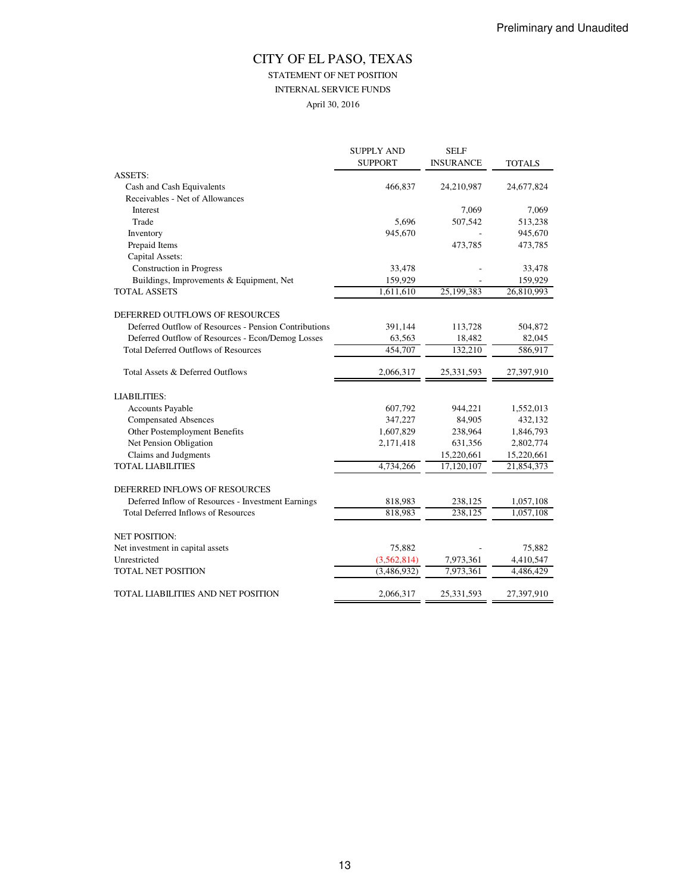Preliminary and Unaudited

# CITY OF EL PASO, TEXAS

## STATEMENT OF NET POSITION

### INTERNAL SERVICE FUNDS

April 30, 2016

| | SUPPLY AND SUPPORT | SELF INSURANCE | TOTALS |
|---|---|---|---|
| ASSETS: | | | |
| Cash and Cash Equivalents | 466,837 | 24,210,987 | 24,677,824 |
| Receivables - Net of Allowances | | | |
| Interest | | 7,069 | 7,069 |
| Trade | 5,696 | 507,542 | 513,238 |
| Inventory | 945,670 | - | 945,670 |
| Prepaid Items | | 473,785 | 473,785 |
| Capital Assets: | | | |
| Construction in Progress | 33,478 | - | 33,478 |
| Buildings, Improvements & Equipment, Net | 159,929 | - | 159,929 |
| TOTAL ASSETS | 1,611,610 | 25,199,383 | 26,810,993 |
| | | | |
| DEFERRED OUTFLOWS OF RESOURCES | | | |
| Deferred Outflow of Resources - Pension Contributions | 391,144 | 113,728 | 504,872 |
| Deferred Outflow of Resources - Econ/Demog Losses | 63,563 | 18,482 | 82,045 |
| Total Deferred Outflows of Resources | 454,707 | 132,210 | 586,917 |
| | | | |
| Total Assets & Deferred Outflows | 2,066,317 | 25,331,593 | 27,397,910 |
| | | | |
| LIABILITIES: | | | |
| Accounts Payable | 607,792 | 944,221 | 1,552,013 |
| Compensated Absences | 347,227 | 84,905 | 432,132 |
| Other Postemployment Benefits | 1,607,829 | 238,964 | 1,846,793 |
| Net Pension Obligation | 2,171,418 | 631,356 | 2,802,774 |
| Claims and Judgments | | 15,220,661 | 15,220,661 |
| TOTAL LIABILITIES | 4,734,266 | 17,120,107 | 21,854,373 |
| | | | |
| DEFERRED INFLOWS OF RESOURCES | | | |
| Deferred Inflow of Resources - Investment Earnings | 818,983 | 238,125 | 1,057,108 |
| Total Deferred Inflows of Resources | 818,983 | 238,125 | 1,057,108 |
| | | | |
| NET POSITION: | | | |
| Net investment in capital assets | 75,882 | - | 75,882 |
| Unrestricted | (3,562,814) | 7,973,361 | 4,410,547 |
| TOTAL NET POSITION | (3,486,932) | 7,973,361 | 4,486,429 |
| | | | |
| TOTAL LIABILITIES AND NET POSITION | 2,066,317 | 25,331,593 | 27,397,910 |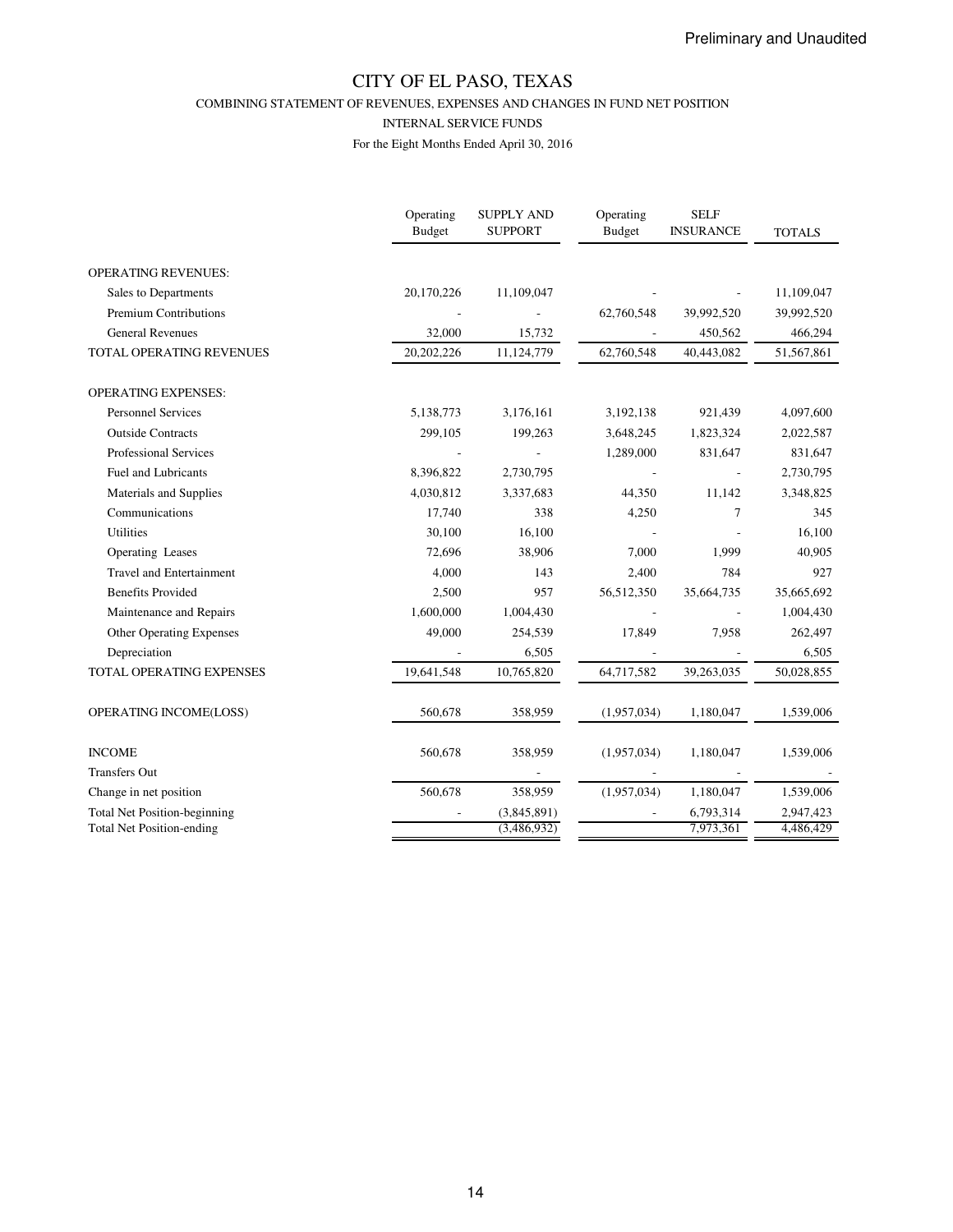Preliminary and Unaudited

# CITY OF EL PASO, TEXAS

COMBINING STATEMENT OF REVENUES, EXPENSES AND CHANGES IN FUND NET POSITION

INTERNAL SERVICE FUNDS

For the Eight Months Ended April 30, 2016

| | Operating Budget | SUPPLY AND SUPPORT | Operating Budget | SELF INSURANCE | TOTALS |
|---|---|---|---|---|---|
| OPERATING REVENUES: | | | | | |
| Sales to Departments | 20,170,226 | 11,109,047 | - | - | 11,109,047 |
| Premium Contributions | - | - | 62,760,548 | 39,992,520 | 39,992,520 |
| General Revenues | 32,000 | 15,732 | - | 450,562 | 466,294 |
| TOTAL OPERATING REVENUES | 20,202,226 | 11,124,779 | 62,760,548 | 40,443,082 | 51,567,861 |
| OPERATING EXPENSES: | | | | | |
| Personnel Services | 5,138,773 | 3,176,161 | 3,192,138 | 921,439 | 4,097,600 |
| Outside Contracts | 299,105 | 199,263 | 3,648,245 | 1,823,324 | 2,022,587 |
| Professional Services | - | - | 1,289,000 | 831,647 | 831,647 |
| Fuel and Lubricants | 8,396,822 | 2,730,795 | - | - | 2,730,795 |
| Materials and Supplies | 4,030,812 | 3,337,683 | 44,350 | 11,142 | 3,348,825 |
| Communications | 17,740 | 338 | 4,250 | 7 | 345 |
| Utilities | 30,100 | 16,100 | - | - | 16,100 |
| Operating Leases | 72,696 | 38,906 | 7,000 | 1,999 | 40,905 |
| Travel and Entertainment | 4,000 | 143 | 2,400 | 784 | 927 |
| Benefits Provided | 2,500 | 957 | 56,512,350 | 35,664,735 | 35,665,692 |
| Maintenance and Repairs | 1,600,000 | 1,004,430 | - | - | 1,004,430 |
| Other Operating Expenses | 49,000 | 254,539 | 17,849 | 7,958 | 262,497 |
| Depreciation | - | 6,505 | - | - | 6,505 |
| TOTAL OPERATING EXPENSES | 19,641,548 | 10,765,820 | 64,717,582 | 39,263,035 | 50,028,855 |
| OPERATING INCOME(LOSS) | 560,678 | 358,959 | (1,957,034) | 1,180,047 | 1,539,006 |
| INCOME | 560,678 | 358,959 | (1,957,034) | 1,180,047 | 1,539,006 |
| Transfers Out | | - | - | - | - |
| Change in net position | 560,678 | 358,959 | (1,957,034) | 1,180,047 | 1,539,006 |
| Total Net Position-beginning | - | (3,845,891) | - | 6,793,314 | 2,947,423 |
| Total Net Position-ending | | (3,486,932) | | 7,973,361 | 4,486,429 |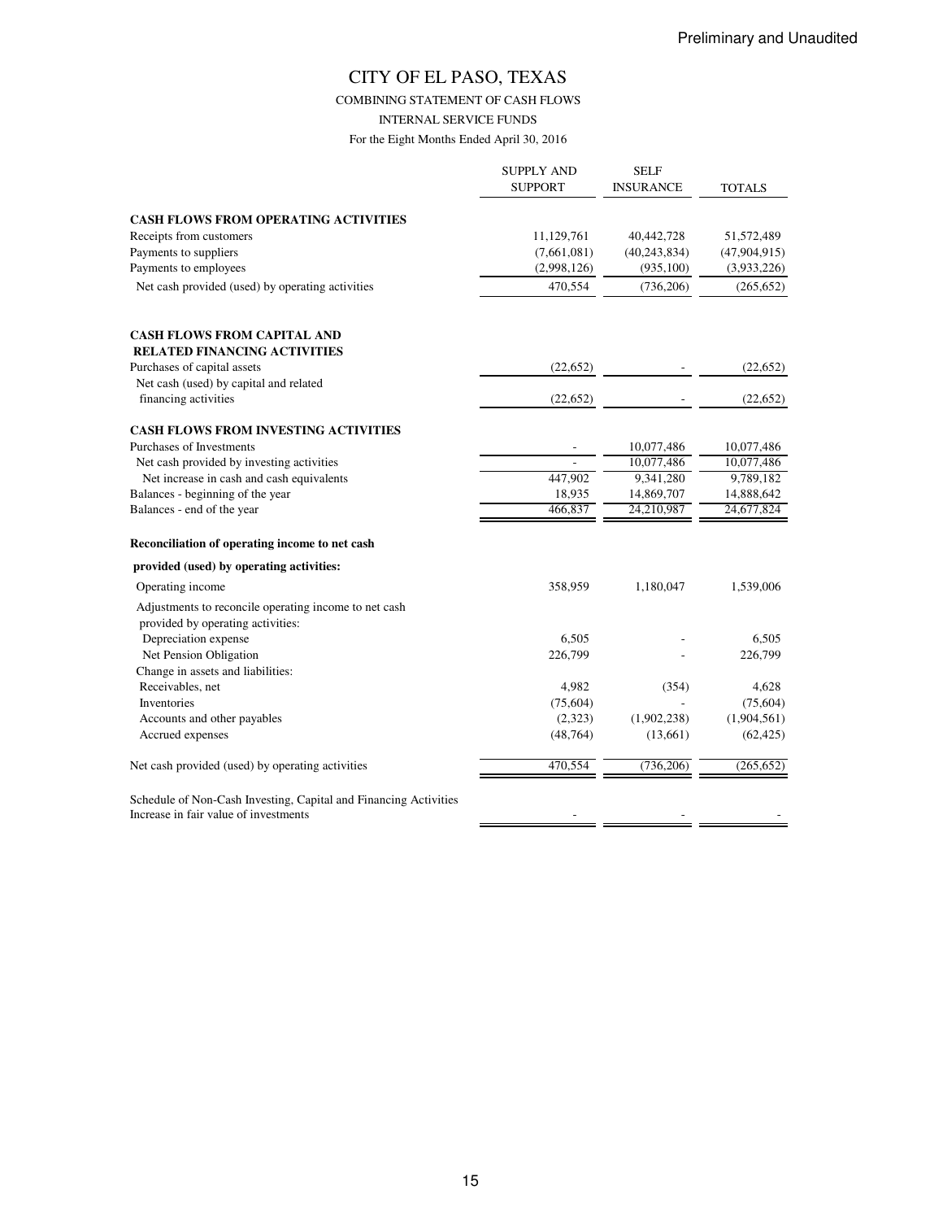Preliminary and Unaudited

# CITY OF EL PASO, TEXAS

## COMBINING STATEMENT OF CASH FLOWS

### INTERNAL SERVICE FUNDS

For the Eight Months Ended April 30, 2016

| | SUPPLY AND SUPPORT | SELF INSURANCE | TOTALS |
|---|---|---|---|
| **CASH FLOWS FROM OPERATING ACTIVITIES** | | | |
| Receipts from customers | 11,129,761 | 40,442,728 | 51,572,489 |
| Payments to suppliers | (7,661,081) | (40,243,834) | (47,904,915) |
| Payments to employees | (2,998,126) | (935,100) | (3,933,226) |
| Net cash provided (used) by operating activities | 470,554 | (736,206) | (265,652) |
| **CASH FLOWS FROM CAPITAL AND RELATED FINANCING ACTIVITIES** | | | |
| Purchases of capital assets | (22,652) | - | (22,652) |
| Net cash (used) by capital and related financing activities | (22,652) | - | (22,652) |
| **CASH FLOWS FROM INVESTING ACTIVITIES** | | | |
| Purchases of Investments | - | 10,077,486 | 10,077,486 |
| Net cash provided by investing activities | - | 10,077,486 | 10,077,486 |
| Net increase in cash and cash equivalents | 447,902 | 9,341,280 | 9,789,182 |
| Balances - beginning of the year | 18,935 | 14,869,707 | 14,888,642 |
| Balances - end of the year | 466,837 | 24,210,987 | 24,677,824 |
| **Reconciliation of operating income to net cash provided (used) by operating activities:** | | | |
| Operating income | 358,959 | 1,180,047 | 1,539,006 |
| Adjustments to reconcile operating income to net cash provided by operating activities: | | | |
| Depreciation expense | 6,505 | - | 6,505 |
| Net Pension Obligation | 226,799 | - | 226,799 |
| Change in assets and liabilities: | | | |
| Receivables, net | 4,982 | (354) | 4,628 |
| Inventories | (75,604) | - | (75,604) |
| Accounts and other payables | (2,323) | (1,902,238) | (1,904,561) |
| Accrued expenses | (48,764) | (13,661) | (62,425) |
| Net cash provided (used) by operating activities | 470,554 | (736,206) | (265,652) |
| Schedule of Non-Cash Investing, Capital and Financing Activities | | | |
| Increase in fair value of investments | - | - | - |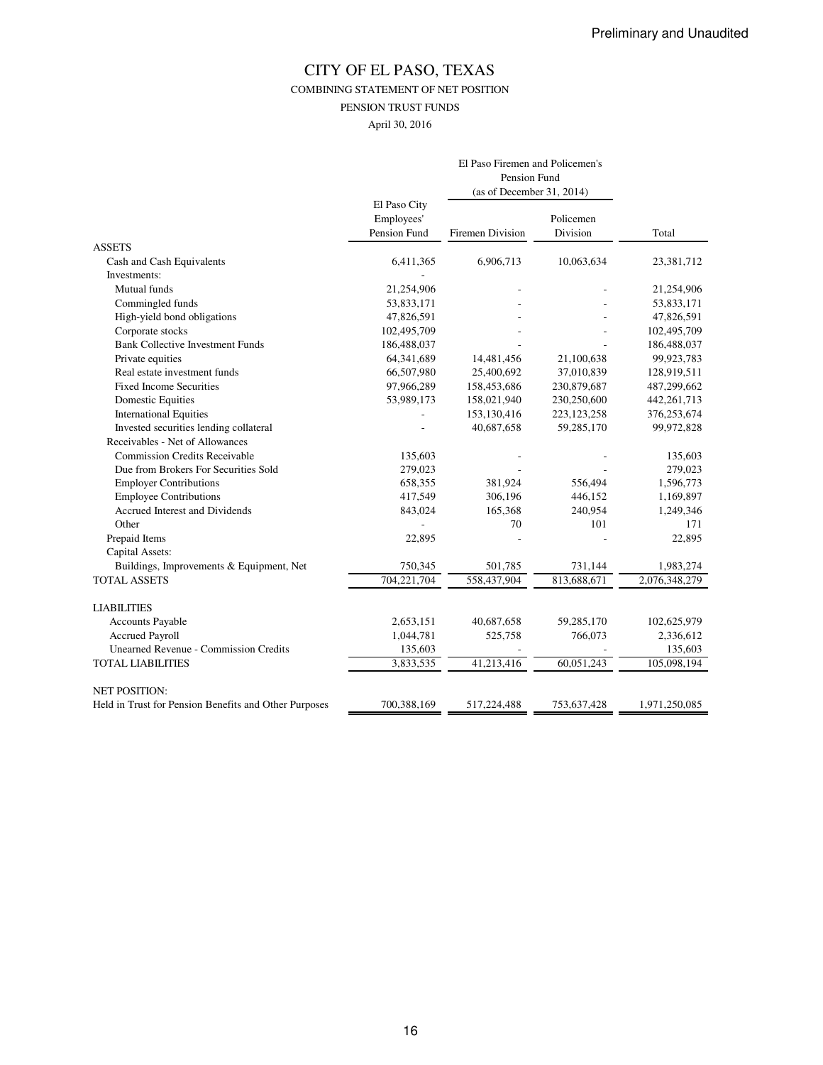Preliminary and Unaudited

# CITY OF EL PASO, TEXAS

COMBINING STATEMENT OF NET POSITION

PENSION TRUST FUNDS

April 30, 2016

| | | El Paso Firemen and Policemen's Pension Fund (as of December 31, 2014) | | |
|---|---|---|---|---|
| | El Paso City Employees' Pension Fund | Firemen Division | Policemen Division | Total |
| ASSETS | | | | |
| Cash and Cash Equivalents | 6,411,365 | 6,906,713 | 10,063,634 | 23,381,712 |
| Investments: | - | | | |
| Mutual funds | 21,254,906 | - | - | 21,254,906 |
| Commingled funds | 53,833,171 | - | - | 53,833,171 |
| High-yield bond obligations | 47,826,591 | - | - | 47,826,591 |
| Corporate stocks | 102,495,709 | - | - | 102,495,709 |
| Bank Collective Investment Funds | 186,488,037 | - | - | 186,488,037 |
| Private equities | 64,341,689 | 14,481,456 | 21,100,638 | 99,923,783 |
| Real estate investment funds | 66,507,980 | 25,400,692 | 37,010,839 | 128,919,511 |
| Fixed Income Securities | 97,966,289 | 158,453,686 | 230,879,687 | 487,299,662 |
| Domestic Equities | 53,989,173 | 158,021,940 | 230,250,600 | 442,261,713 |
| International Equities | - | 153,130,416 | 223,123,258 | 376,253,674 |
| Invested securities lending collateral | - | 40,687,658 | 59,285,170 | 99,972,828 |
| Receivables - Net of Allowances | | | | |
| Commission Credits Receivable | 135,603 | - | - | 135,603 |
| Due from Brokers For Securities Sold | 279,023 | - | - | 279,023 |
| Employer Contributions | 658,355 | 381,924 | 556,494 | 1,596,773 |
| Employee Contributions | 417,549 | 306,196 | 446,152 | 1,169,897 |
| Accrued Interest and Dividends | 843,024 | 165,368 | 240,954 | 1,249,346 |
| Other | - | 70 | 101 | 171 |
| Prepaid Items | 22,895 | - | - | 22,895 |
| Capital Assets: | | | | |
| Buildings, Improvements & Equipment, Net | 750,345 | 501,785 | 731,144 | 1,983,274 |
| TOTAL ASSETS | 704,221,704 | 558,437,904 | 813,688,671 | 2,076,348,279 |
| LIABILITIES | | | | |
| Accounts Payable | 2,653,151 | 40,687,658 | 59,285,170 | 102,625,979 |
| Accrued Payroll | 1,044,781 | 525,758 | 766,073 | 2,336,612 |
| Unearned Revenue - Commission Credits | 135,603 | - | - | 135,603 |
| TOTAL LIABILITIES | 3,833,535 | 41,213,416 | 60,051,243 | 105,098,194 |
| NET POSITION: | | | | |
| Held in Trust for Pension Benefits and Other Purposes | 700,388,169 | 517,224,488 | 753,637,428 | 1,971,250,085 |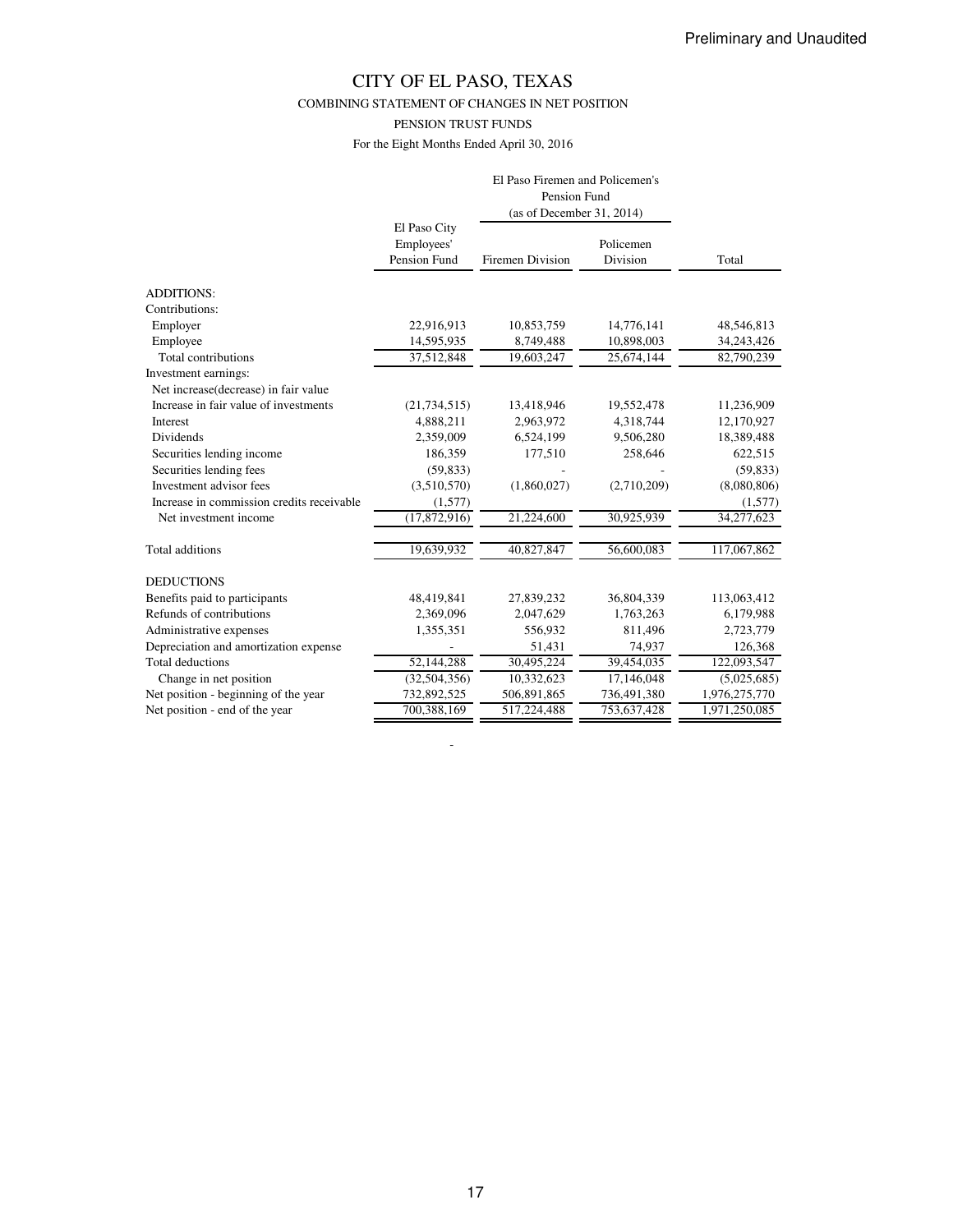Preliminary and Unaudited

# CITY OF EL PASO, TEXAS

## COMBINING STATEMENT OF CHANGES IN NET POSITION

### PENSION TRUST FUNDS

For the Eight Months Ended April 30, 2016

| | El Paso City Employees' Pension Fund | El Paso Firemen and Policemen's Pension Fund (as of December 31, 2014) | | |
|---|---|---|---|---|
| | | Firemen Division | Policemen Division | Total |
| ADDITIONS: | | | | |
| Contributions: | | | | |
| Employer | 22,916,913 | 10,853,759 | 14,776,141 | 48,546,813 |
| Employee | 14,595,935 | 8,749,488 | 10,898,003 | 34,243,426 |
| Total contributions | 37,512,848 | 19,603,247 | 25,674,144 | 82,790,239 |
| Investment earnings: | | | | |
| Net increase(decrease) in fair value | | | | |
| Increase in fair value of investments | (21,734,515) | 13,418,946 | 19,552,478 | 11,236,909 |
| Interest | 4,888,211 | 2,963,972 | 4,318,744 | 12,170,927 |
| Dividends | 2,359,009 | 6,524,199 | 9,506,280 | 18,389,488 |
| Securities lending income | 186,359 | 177,510 | 258,646 | 622,515 |
| Securities lending fees | (59,833) | - | - | (59,833) |
| Investment advisor fees | (3,510,570) | (1,860,027) | (2,710,209) | (8,080,806) |
| Increase in commission credits receivable | (1,577) | | | (1,577) |
| Net investment income | (17,872,916) | 21,224,600 | 30,925,939 | 34,277,623 |
| Total additions | 19,639,932 | 40,827,847 | 56,600,083 | 117,067,862 |
| DEDUCTIONS | | | | |
| Benefits paid to participants | 48,419,841 | 27,839,232 | 36,804,339 | 113,063,412 |
| Refunds of contributions | 2,369,096 | 2,047,629 | 1,763,263 | 6,179,988 |
| Administrative expenses | 1,355,351 | 556,932 | 811,496 | 2,723,779 |
| Depreciation and amortization expense | - | 51,431 | 74,937 | 126,368 |
| Total deductions | 52,144,288 | 30,495,224 | 39,454,035 | 122,093,547 |
| Change in net position | (32,504,356) | 10,332,623 | 17,146,048 | (5,025,685) |
| Net position - beginning of the year | 732,892,525 | 506,891,865 | 736,491,380 | 1,976,275,770 |
| Net position - end of the year | 700,388,169 | 517,224,488 | 753,637,428 | 1,971,250,085 |

-